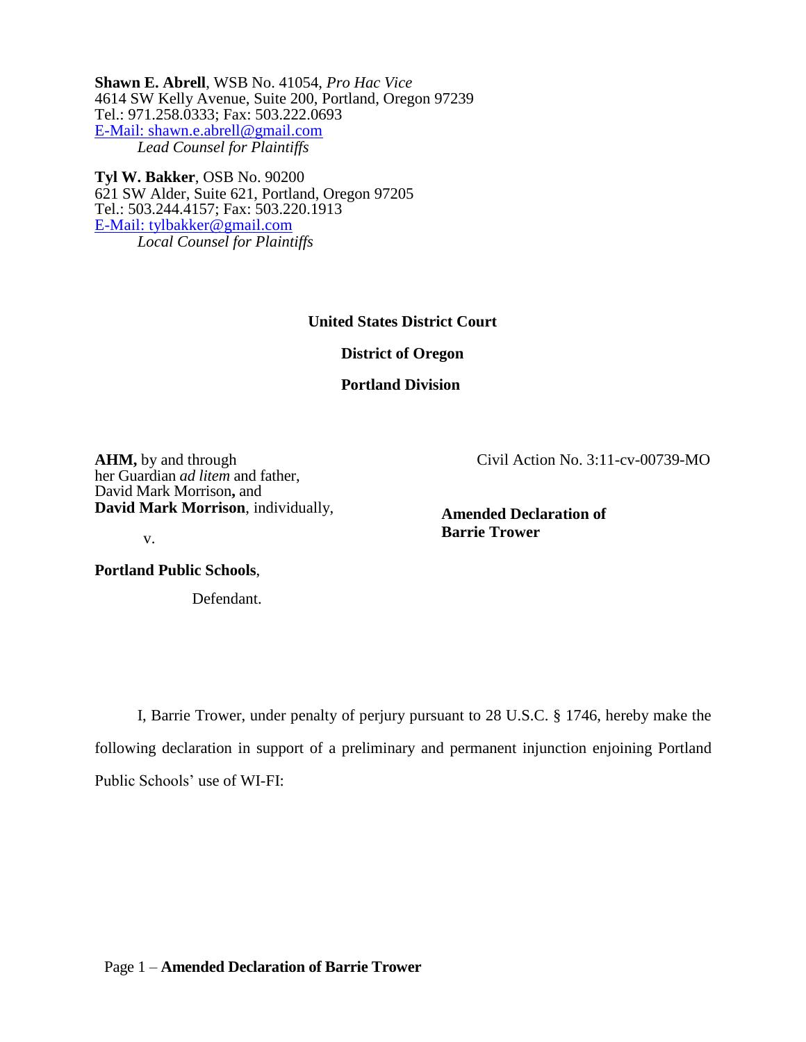**Shawn E. Abrell**, WSB No. 41054, *Pro Hac Vice*
4614 SW Kelly Avenue, Suite 200, Portland, Oregon 97239
Tel.: 971.258.0333; Fax: 503.222.0693
E-Mail: shawn.e.abrell@gmail.com
*Lead Counsel for Plaintiffs*

**Tyl W. Bakker**, OSB No. 90200
621 SW Alder, Suite 621, Portland, Oregon 97205
Tel.: 503.244.4157; Fax: 503.220.1913
E-Mail: tylbakker@gmail.com
*Local Counsel for Plaintiffs*

**United States District Court**

**District of Oregon**

**Portland Division**

| | |
|---|---|
| **AHM,** by and through her Guardian *ad litem* and father, David Mark Morrison**,** and **David Mark Morrison**, individually, | Civil Action No. 3:11-cv-00739-MO |
| v. | **Amended Declaration of Barrie Trower** |
| **Portland Public Schools**, Defendant. | |

I, Barrie Trower, under penalty of perjury pursuant to 28 U.S.C. § 1746, hereby make the following declaration in support of a preliminary and permanent injunction enjoining Portland Public Schools' use of WI-FI: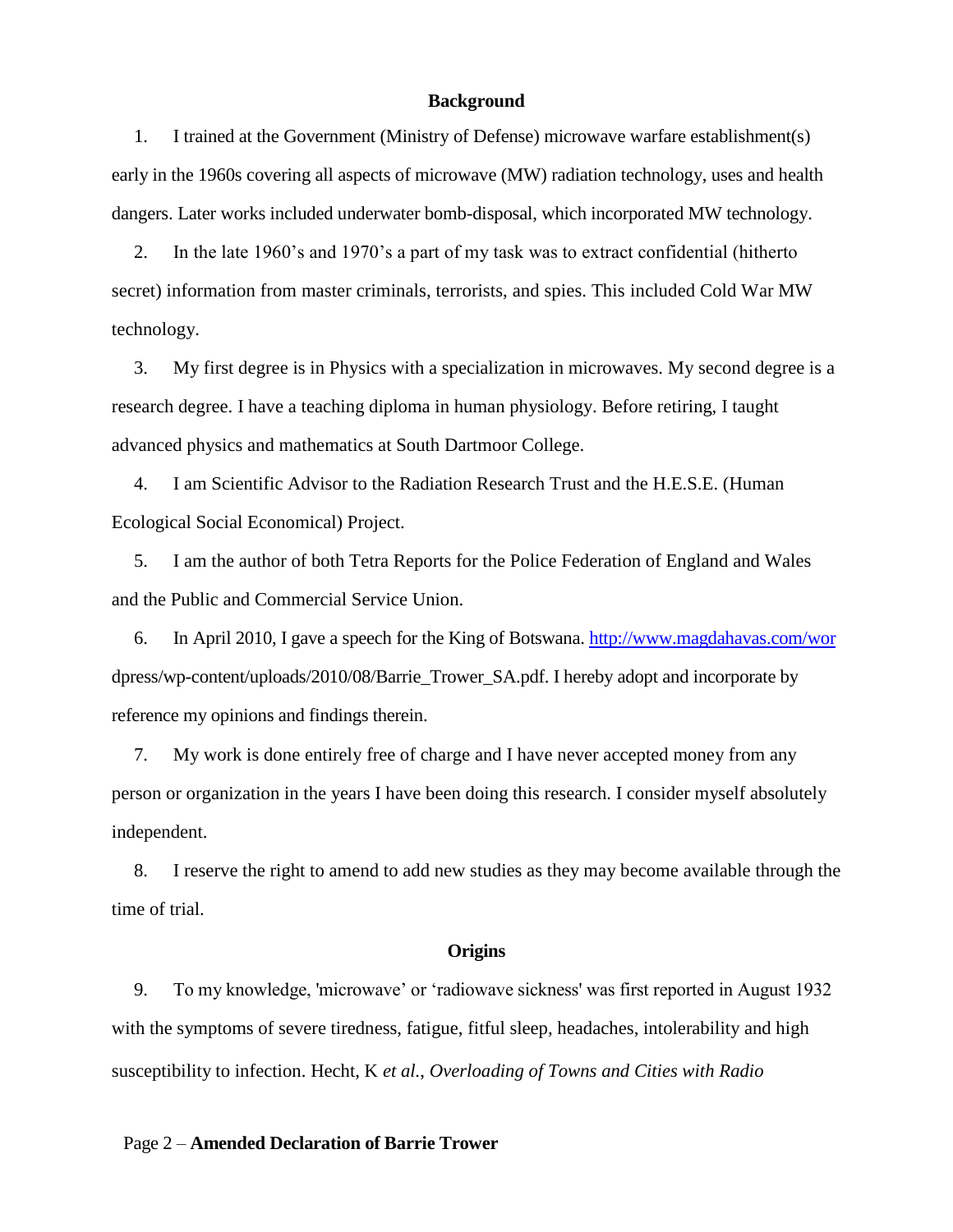## Background

1. I trained at the Government (Ministry of Defense) microwave warfare establishment(s) early in the 1960s covering all aspects of microwave (MW) radiation technology, uses and health dangers. Later works included underwater bomb-disposal, which incorporated MW technology.

2. In the late 1960's and 1970's a part of my task was to extract confidential (hitherto secret) information from master criminals, terrorists, and spies. This included Cold War MW technology.

3. My first degree is in Physics with a specialization in microwaves. My second degree is a research degree. I have a teaching diploma in human physiology. Before retiring, I taught advanced physics and mathematics at South Dartmoor College.

4. I am Scientific Advisor to the Radiation Research Trust and the H.E.S.E. (Human Ecological Social Economical) Project.

5. I am the author of both Tetra Reports for the Police Federation of England and Wales and the Public and Commercial Service Union.

6. In April 2010, I gave a speech for the King of Botswana. http://www.magdahavas.com/wordpress/wp-content/uploads/2010/08/Barrie_Trower_SA.pdf. I hereby adopt and incorporate by reference my opinions and findings therein.

7. My work is done entirely free of charge and I have never accepted money from any person or organization in the years I have been doing this research. I consider myself absolutely independent.

8. I reserve the right to amend to add new studies as they may become available through the time of trial.

## Origins

9. To my knowledge, 'microwave' or 'radiowave sickness' was first reported in August 1932 with the symptoms of severe tiredness, fatigue, fitful sleep, headaches, intolerability and high susceptibility to infection. Hecht, K *et al.*, *Overloading of Towns and Cities with Radio*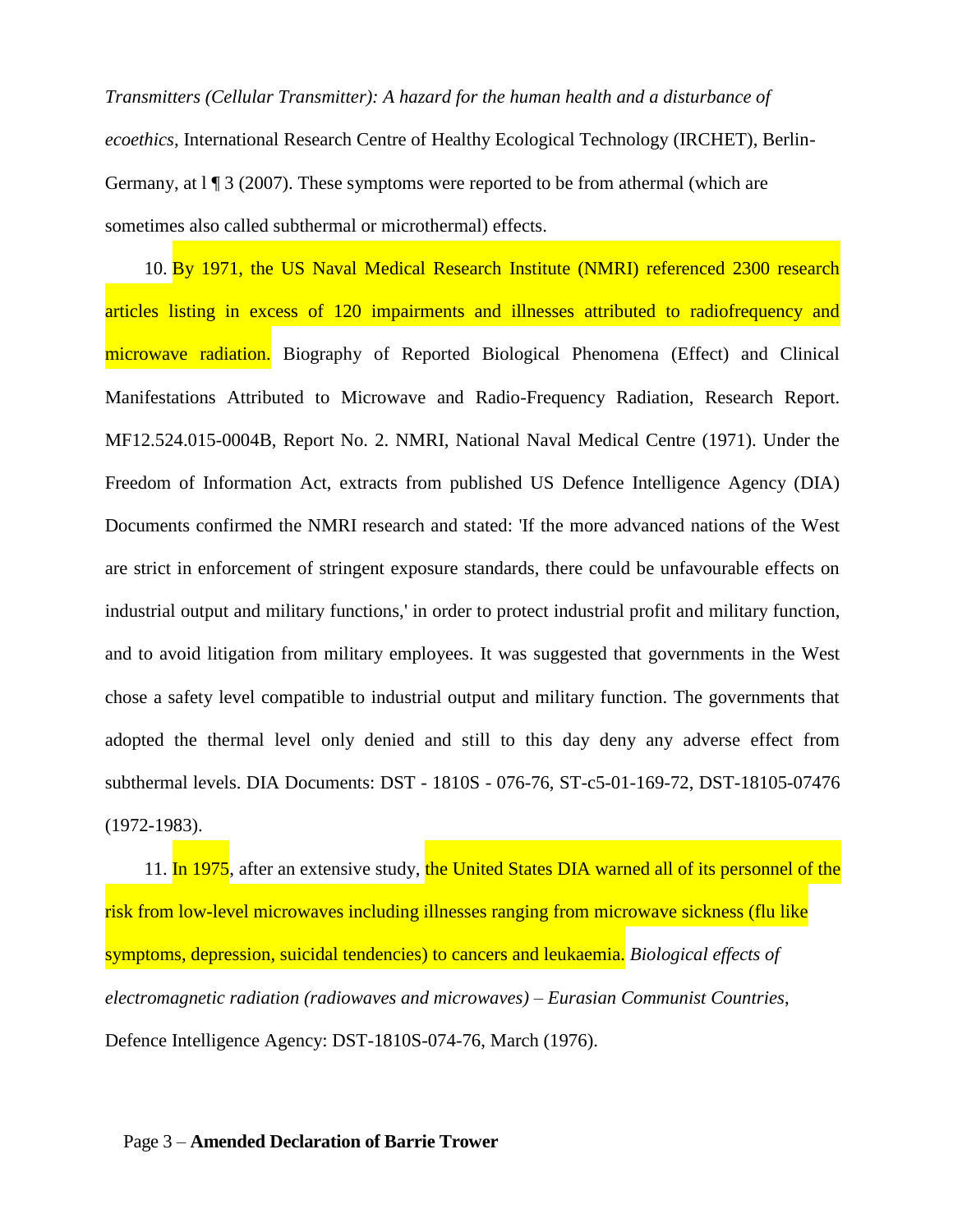*Transmitters (Cellular Transmitter): A hazard for the human health and a disturbance of ecoethics*, International Research Centre of Healthy Ecological Technology (IRCHET), Berlin-Germany, at l ¶ 3 (2007). These symptoms were reported to be from athermal (which are sometimes also called subthermal or microthermal) effects.

10. By 1971, the US Naval Medical Research Institute (NMRI) referenced 2300 research articles listing in excess of 120 impairments and illnesses attributed to radiofrequency and microwave radiation. Biography of Reported Biological Phenomena (Effect) and Clinical Manifestations Attributed to Microwave and Radio-Frequency Radiation, Research Report. MF12.524.015-0004B, Report No. 2. NMRI, National Naval Medical Centre (1971). Under the Freedom of Information Act, extracts from published US Defence Intelligence Agency (DIA) Documents confirmed the NMRI research and stated: 'If the more advanced nations of the West are strict in enforcement of stringent exposure standards, there could be unfavourable effects on industrial output and military functions,' in order to protect industrial profit and military function, and to avoid litigation from military employees. It was suggested that governments in the West chose a safety level compatible to industrial output and military function. The governments that adopted the thermal level only denied and still to this day deny any adverse effect from subthermal levels. DIA Documents: DST - 1810S - 076-76, ST-c5-01-169-72, DST-18105-07476 (1972-1983).

11. In 1975, after an extensive study, the United States DIA warned all of its personnel of the risk from low-level microwaves including illnesses ranging from microwave sickness (flu like symptoms, depression, suicidal tendencies) to cancers and leukaemia. *Biological effects of electromagnetic radiation (radiowaves and microwaves) – Eurasian Communist Countries*, Defence Intelligence Agency: DST-1810S-074-76, March (1976).

Page 3 – **Amended Declaration of Barrie Trower**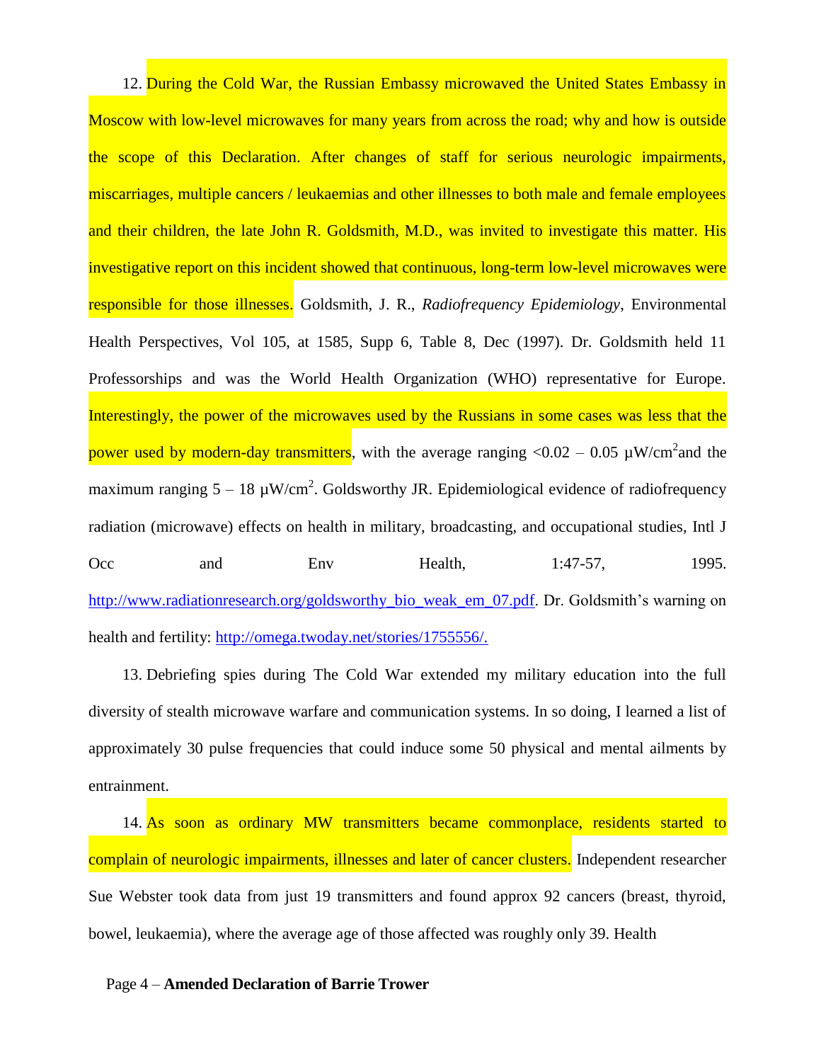12. During the Cold War, the Russian Embassy microwaved the United States Embassy in Moscow with low-level microwaves for many years from across the road; why and how is outside the scope of this Declaration. After changes of staff for serious neurologic impairments, miscarriages, multiple cancers / leukaemias and other illnesses to both male and female employees and their children, the late John R. Goldsmith, M.D., was invited to investigate this matter. His investigative report on this incident showed that continuous, long-term low-level microwaves were responsible for those illnesses. Goldsmith, J. R., *Radiofrequency Epidemiology*, Environmental Health Perspectives, Vol 105, at 1585, Supp 6, Table 8, Dec (1997). Dr. Goldsmith held 11 Professorships and was the World Health Organization (WHO) representative for Europe. Interestingly, the power of the microwaves used by the Russians in some cases was less that the power used by modern-day transmitters, with the average ranging <0.02 – 0.05 $\mu W/cm^2$and the maximum ranging 5 – 18 $\mu W/cm^2$. Goldsworthy JR. Epidemiological evidence of radiofrequency radiation (microwave) effects on health in military, broadcasting, and occupational studies, Intl J Occ and Env Health, 1:47-57, 1995. http://www.radiationresearch.org/goldsworthy_bio_weak_em_07.pdf. Dr. Goldsmith's warning on health and fertility: http://omega.twoday.net/stories/1755556/.

13. Debriefing spies during The Cold War extended my military education into the full diversity of stealth microwave warfare and communication systems. In so doing, I learned a list of approximately 30 pulse frequencies that could induce some 50 physical and mental ailments by entrainment.

14. As soon as ordinary MW transmitters became commonplace, residents started to complain of neurologic impairments, illnesses and later of cancer clusters. Independent researcher Sue Webster took data from just 19 transmitters and found approx 92 cancers (breast, thyroid, bowel, leukaemia), where the average age of those affected was roughly only 39. Health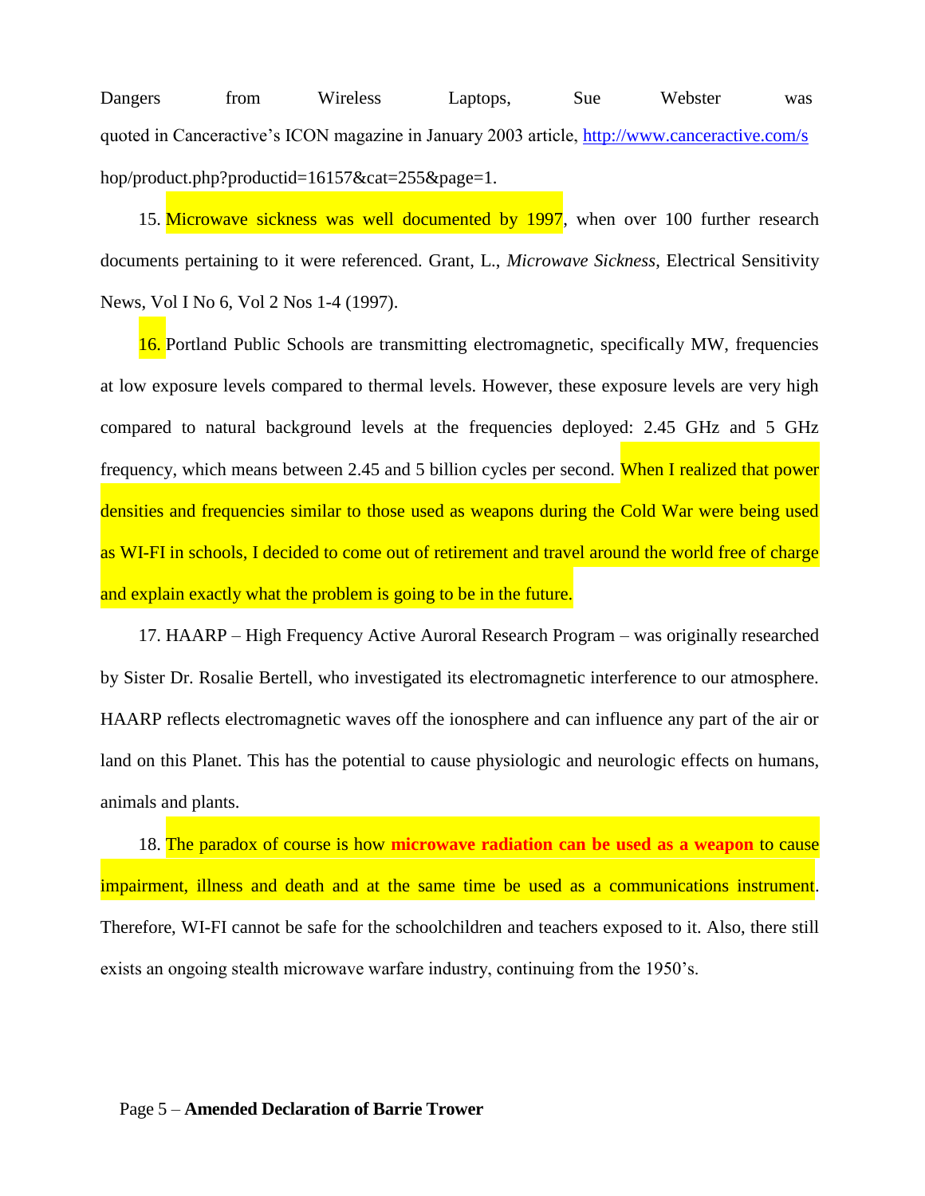Dangers from Wireless Laptops, Sue Webster was quoted in Canceractive's ICON magazine in January 2003 article, http://www.canceractive.com/shop/product.php?productid=16157&cat=255&page=1.

15. Microwave sickness was well documented by 1997, when over 100 further research documents pertaining to it were referenced. Grant, L., *Microwave Sickness*, Electrical Sensitivity News, Vol I No 6, Vol 2 Nos 1-4 (1997).

16. Portland Public Schools are transmitting electromagnetic, specifically MW, frequencies at low exposure levels compared to thermal levels. However, these exposure levels are very high compared to natural background levels at the frequencies deployed: 2.45 GHz and 5 GHz frequency, which means between 2.45 and 5 billion cycles per second. When I realized that power densities and frequencies similar to those used as weapons during the Cold War were being used as WI-FI in schools, I decided to come out of retirement and travel around the world free of charge and explain exactly what the problem is going to be in the future.

17. HAARP – High Frequency Active Auroral Research Program – was originally researched by Sister Dr. Rosalie Bertell, who investigated its electromagnetic interference to our atmosphere. HAARP reflects electromagnetic waves off the ionosphere and can influence any part of the air or land on this Planet. This has the potential to cause physiologic and neurologic effects on humans, animals and plants.

18. The paradox of course is how **microwave radiation can be used as a weapon** to cause impairment, illness and death and at the same time be used as a communications instrument. Therefore, WI-FI cannot be safe for the schoolchildren and teachers exposed to it. Also, there still exists an ongoing stealth microwave warfare industry, continuing from the 1950's.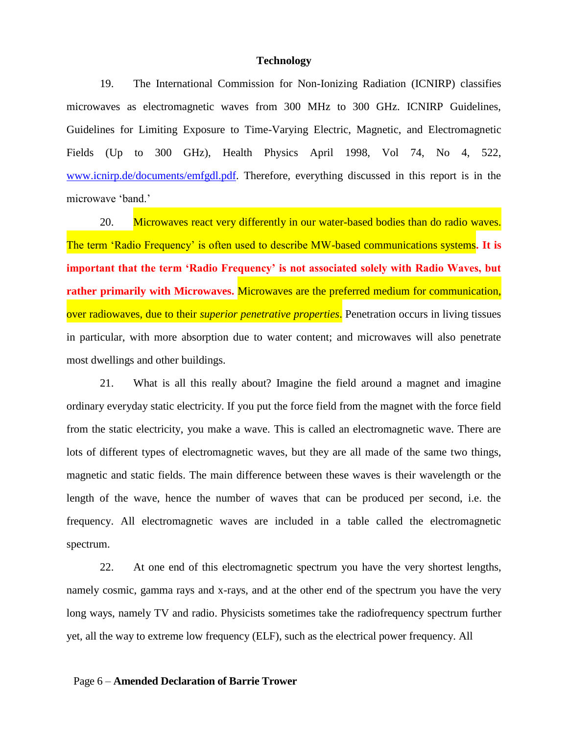**Technology**

19. The International Commission for Non-Ionizing Radiation (ICNIRP) classifies microwaves as electromagnetic waves from 300 MHz to 300 GHz. ICNIRP Guidelines, Guidelines for Limiting Exposure to Time-Varying Electric, Magnetic, and Electromagnetic Fields (Up to 300 GHz), Health Physics April 1998, Vol 74, No 4, 522, [www.icnirp.de/documents/emfgdl.pdf](www.icnirp.de/documents/emfgdl.pdf). Therefore, everything discussed in this report is in the microwave 'band.'

20. Microwaves react very differently in our water-based bodies than do radio waves. The term 'Radio Frequency' is often used to describe MW-based communications systems. **It is important that the term 'Radio Frequency' is not associated solely with Radio Waves, but rather primarily with Microwaves.** Microwaves are the preferred medium for communication, over radiowaves, due to their *superior penetrative properties*. Penetration occurs in living tissues in particular, with more absorption due to water content; and microwaves will also penetrate most dwellings and other buildings.

21. What is all this really about? Imagine the field around a magnet and imagine ordinary everyday static electricity. If you put the force field from the magnet with the force field from the static electricity, you make a wave. This is called an electromagnetic wave. There are lots of different types of electromagnetic waves, but they are all made of the same two things, magnetic and static fields. The main difference between these waves is their wavelength or the length of the wave, hence the number of waves that can be produced per second, i.e. the frequency. All electromagnetic waves are included in a table called the electromagnetic spectrum.

22. At one end of this electromagnetic spectrum you have the very shortest lengths, namely cosmic, gamma rays and x-rays, and at the other end of the spectrum you have the very long ways, namely TV and radio. Physicists sometimes take the radiofrequency spectrum further yet, all the way to extreme low frequency (ELF), such as the electrical power frequency. All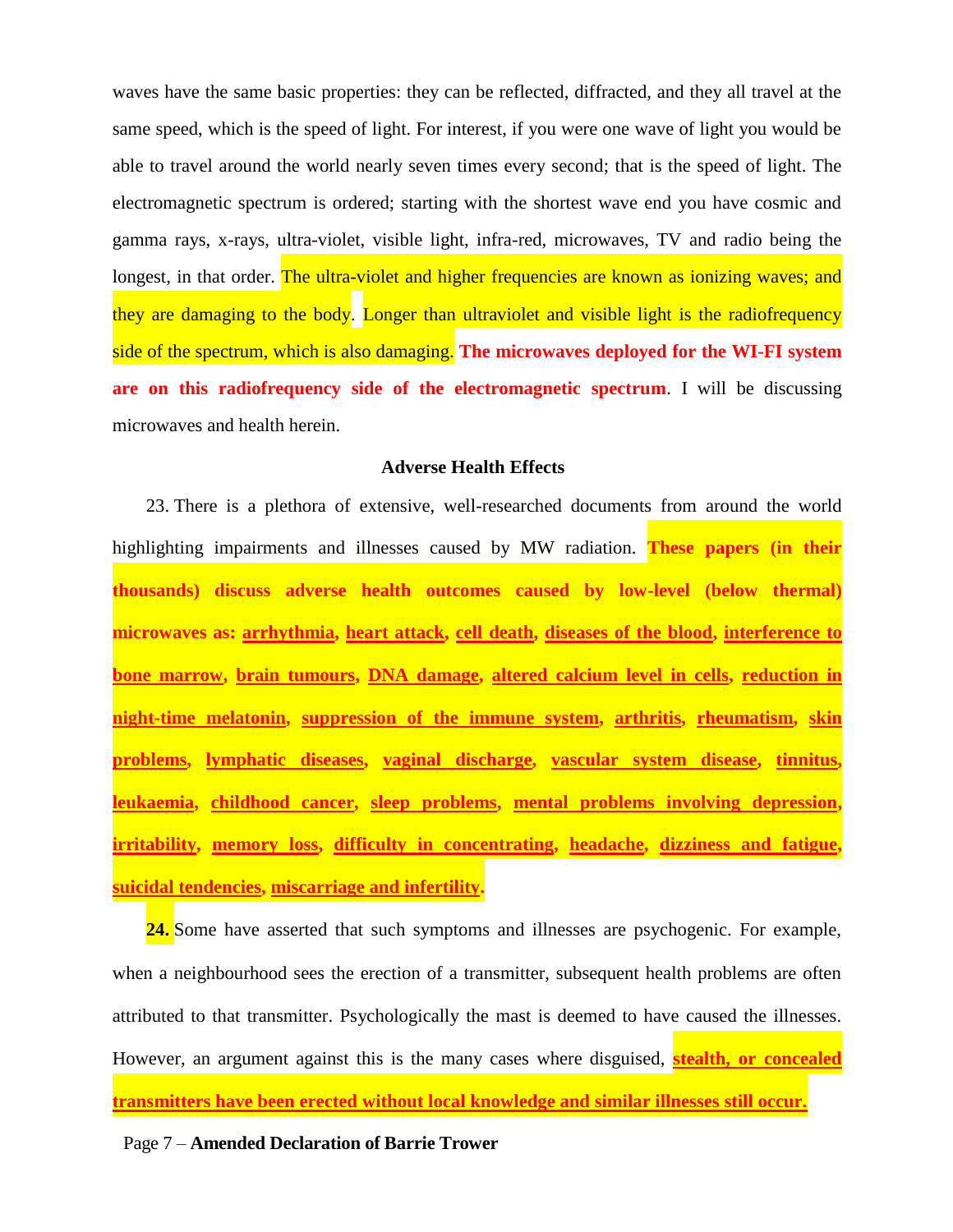waves have the same basic properties: they can be reflected, diffracted, and they all travel at the same speed, which is the speed of light. For interest, if you were one wave of light you would be able to travel around the world nearly seven times every second; that is the speed of light. The electromagnetic spectrum is ordered; starting with the shortest wave end you have cosmic and gamma rays, x-rays, ultra-violet, visible light, infra-red, microwaves, TV and radio being the longest, in that order. The ultra-violet and higher frequencies are known as ionizing waves; and they are damaging to the body. Longer than ultraviolet and visible light is the radiofrequency side of the spectrum, which is also damaging. **The microwaves deployed for the WI-FI system are on this radiofrequency side of the electromagnetic spectrum**. I will be discussing microwaves and health herein.

### Adverse Health Effects

23. There is a plethora of extensive, well-researched documents from around the world highlighting impairments and illnesses caused by MW radiation. **These papers (in their thousands) discuss adverse health outcomes caused by low-level (below thermal) microwaves as: <u>arrhythmia</u>, <u>heart attack</u>, <u>cell death</u>, <u>diseases of the blood</u>, <u>interference to bone marrow</u>, <u>brain tumours</u>, <u>DNA damage</u>, <u>altered calcium level in cells</u>, <u>reduction in night-time melatonin</u>, <u>suppression of the immune system</u>, <u>arthritis</u>, <u>rheumatism</u>, <u>skin problems</u>, <u>lymphatic diseases</u>, <u>vaginal discharge</u>, <u>vascular system disease</u>, <u>tinnitus</u>, <u>leukaemia</u>, <u>childhood cancer</u>, <u>sleep problems</u>, <u>mental problems involving depression</u>, <u>irritability</u>, <u>memory loss</u>, <u>difficulty in concentrating</u>, <u>headache</u>, <u>dizziness and fatigue</u>, <u>suicidal tendencies</u>, <u>miscarriage and infertility</u>.**

**24.** Some have asserted that such symptoms and illnesses are psychogenic. For example, when a neighbourhood sees the erection of a transmitter, subsequent health problems are often attributed to that transmitter. Psychologically the mast is deemed to have caused the illnesses. However, an argument against this is the many cases where disguised, **<u>stealth, or concealed transmitters have been erected without local knowledge and similar illnesses still occur.</u>**

Page 7 – **Amended Declaration of Barrie Trower**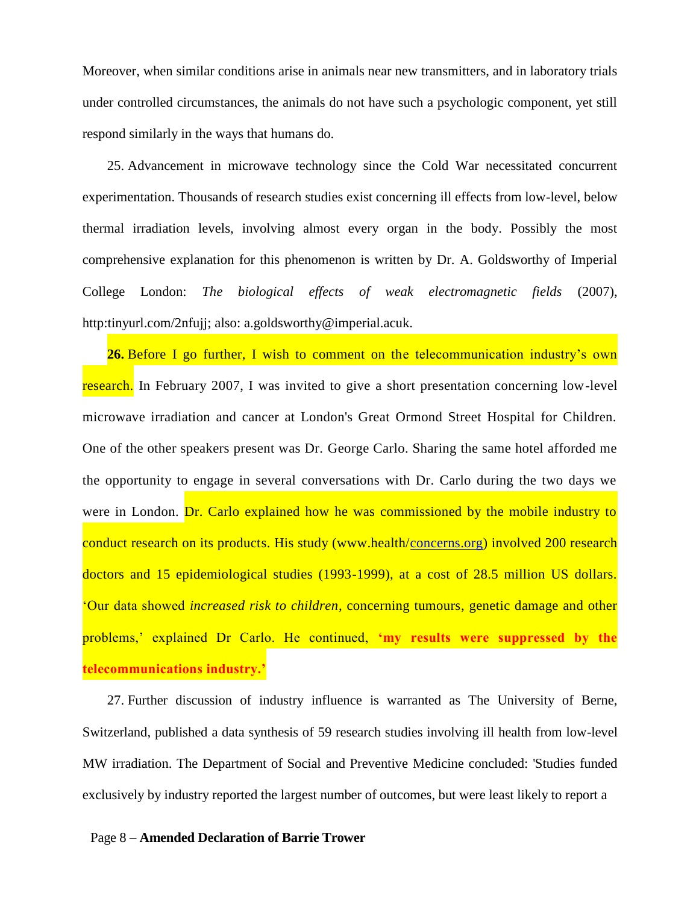Moreover, when similar conditions arise in animals near new transmitters, and in laboratory trials under controlled circumstances, the animals do not have such a psychologic component, yet still respond similarly in the ways that humans do.

25. Advancement in microwave technology since the Cold War necessitated concurrent experimentation. Thousands of research studies exist concerning ill effects from low-level, below thermal irradiation levels, involving almost every organ in the body. Possibly the most comprehensive explanation for this phenomenon is written by Dr. A. Goldsworthy of Imperial College London: *The biological effects of weak electromagnetic fields* (2007), http:tinyurl.com/2nfujj; also: a.goldsworthy@imperial.acuk.

**26.** Before I go further, I wish to comment on the telecommunication industry's own research. In February 2007, I was invited to give a short presentation concerning low-level microwave irradiation and cancer at London's Great Ormond Street Hospital for Children. One of the other speakers present was Dr. George Carlo. Sharing the same hotel afforded me the opportunity to engage in several conversations with Dr. Carlo during the two days we were in London. Dr. Carlo explained how he was commissioned by the mobile industry to conduct research on its products. His study (www.health/concerns.org) involved 200 research doctors and 15 epidemiological studies (1993-1999), at a cost of 28.5 million US dollars. 'Our data showed *increased risk to children*, concerning tumours, genetic damage and other problems,' explained Dr Carlo. He continued, **'my results were suppressed by the telecommunications industry.'**

27. Further discussion of industry influence is warranted as The University of Berne, Switzerland, published a data synthesis of 59 research studies involving ill health from low-level MW irradiation. The Department of Social and Preventive Medicine concluded: 'Studies funded exclusively by industry reported the largest number of outcomes, but were least likely to report a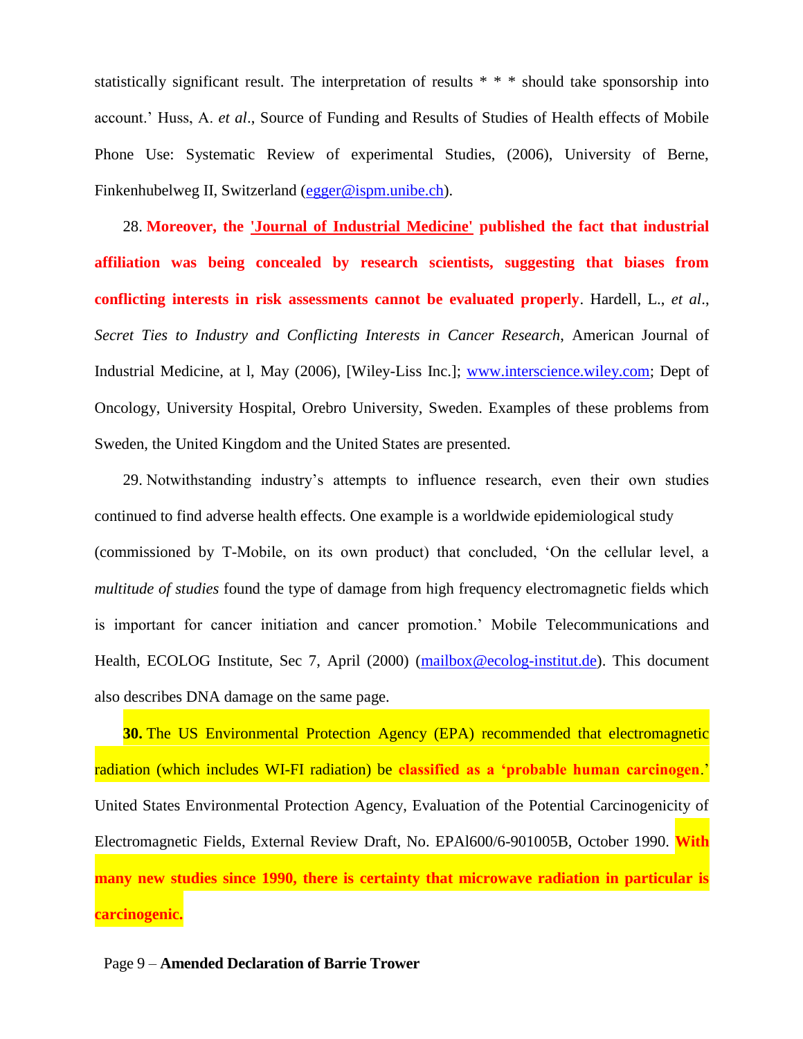statistically significant result. The interpretation of results * * * should take sponsorship into account.' Huss, A. *et al*., Source of Funding and Results of Studies of Health effects of Mobile Phone Use: Systematic Review of experimental Studies, (2006), University of Berne, Finkenhubelweg II, Switzerland (egger@ispm.unibe.ch).

28. **Moreover, the 'Journal of Industrial Medicine' published the fact that industrial affiliation was being concealed by research scientists, suggesting that biases from conflicting interests in risk assessments cannot be evaluated properly**. Hardell, L., *et al*., *Secret Ties to Industry and Conflicting Interests in Cancer Research*, American Journal of Industrial Medicine, at l, May (2006), [Wiley-Liss Inc.]; www.interscience.wiley.com; Dept of Oncology, University Hospital, Orebro University, Sweden. Examples of these problems from Sweden, the United Kingdom and the United States are presented.

29. Notwithstanding industry's attempts to influence research, even their own studies continued to find adverse health effects. One example is a worldwide epidemiological study (commissioned by T-Mobile, on its own product) that concluded, 'On the cellular level, a *multitude of studies* found the type of damage from high frequency electromagnetic fields which is important for cancer initiation and cancer promotion.' Mobile Telecommunications and Health, ECOLOG Institute, Sec 7, April (2000) (mailbox@ecolog-institut.de). This document also describes DNA damage on the same page.

**30.** The US Environmental Protection Agency (EPA) recommended that electromagnetic radiation (which includes WI-FI radiation) be **classified as a 'probable human carcinogen**.' United States Environmental Protection Agency, Evaluation of the Potential Carcinogenicity of Electromagnetic Fields, External Review Draft, No. EPAl600/6-901005B, October 1990. **With many new studies since 1990, there is certainty that microwave radiation in particular is carcinogenic.**

Page 9 – **Amended Declaration of Barrie Trower**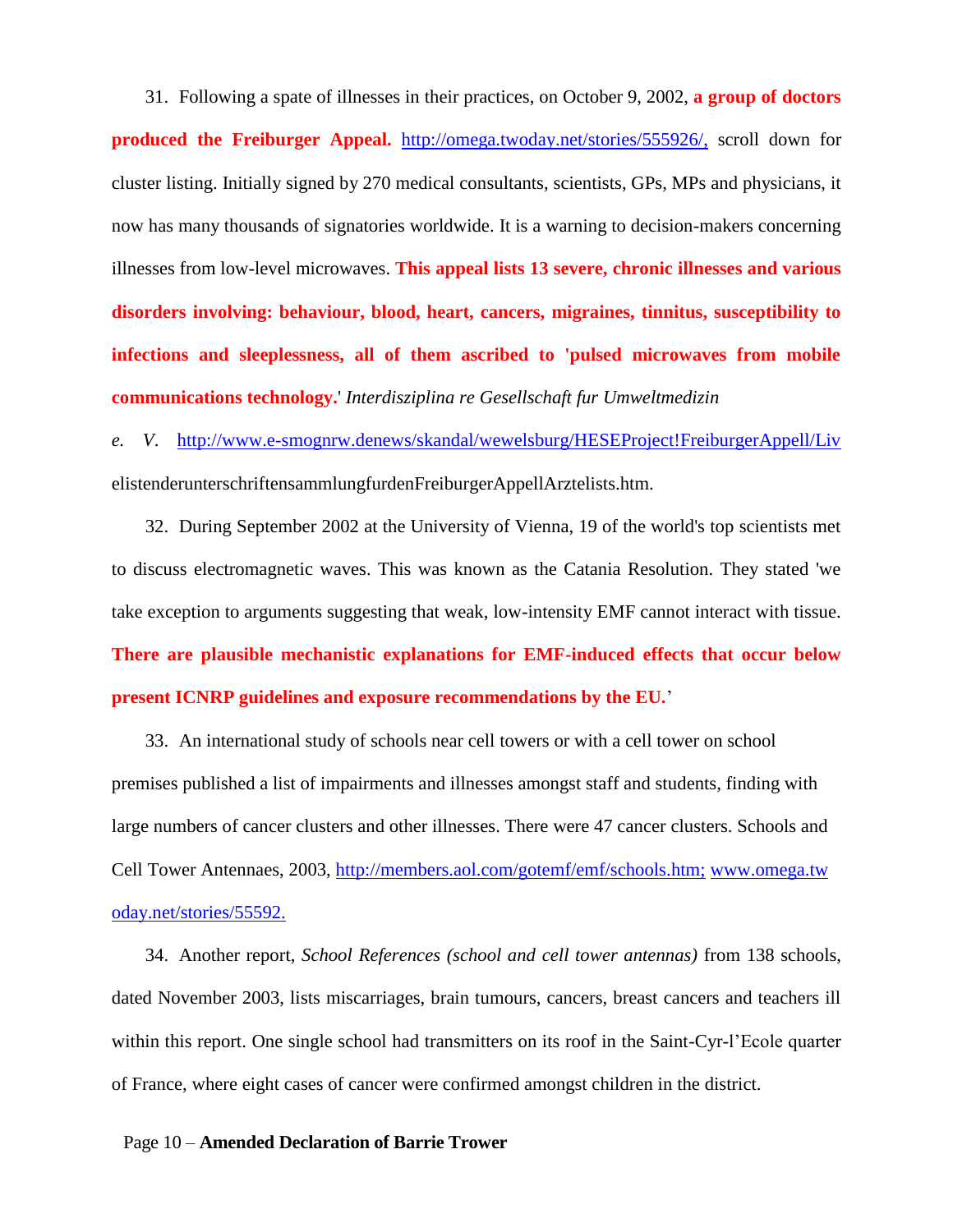31. Following a spate of illnesses in their practices, on October 9, 2002, **a group of doctors produced the Freiburger Appeal.** http://omega.twoday.net/stories/555926/, scroll down for cluster listing. Initially signed by 270 medical consultants, scientists, GPs, MPs and physicians, it now has many thousands of signatories worldwide. It is a warning to decision-makers concerning illnesses from low-level microwaves. **This appeal lists 13 severe, chronic illnesses and various disorders involving: behaviour, blood, heart, cancers, migraines, tinnitus, susceptibility to infections and sleeplessness, all of them ascribed to 'pulsed microwaves from mobile communications technology.**' *Interdisziplina re Gesellschaft fur Umweltmedizin e. V.* http://www.e-smognrw.denews/skandal/wewelsburg/HESEProject!FreiburgerAppell/LivelistenderunterschriftensammlungfurdenFreiburgerAppellArztelists.htm.

32. During September 2002 at the University of Vienna, 19 of the world's top scientists met to discuss electromagnetic waves. This was known as the Catania Resolution. They stated 'we take exception to arguments suggesting that weak, low-intensity EMF cannot interact with tissue. **There are plausible mechanistic explanations for EMF-induced effects that occur below present ICNRP guidelines and exposure recommendations by the EU.**'

33. An international study of schools near cell towers or with a cell tower on school premises published a list of impairments and illnesses amongst staff and students, finding with large numbers of cancer clusters and other illnesses. There were 47 cancer clusters. Schools and Cell Tower Antennaes, 2003, http://members.aol.com/gotemf/emf/schools.htm; www.omega.twoday.net/stories/55592.

34. Another report, *School References (school and cell tower antennas)* from 138 schools, dated November 2003, lists miscarriages, brain tumours, cancers, breast cancers and teachers ill within this report. One single school had transmitters on its roof in the Saint-Cyr-l'Ecole quarter of France, where eight cases of cancer were confirmed amongst children in the district.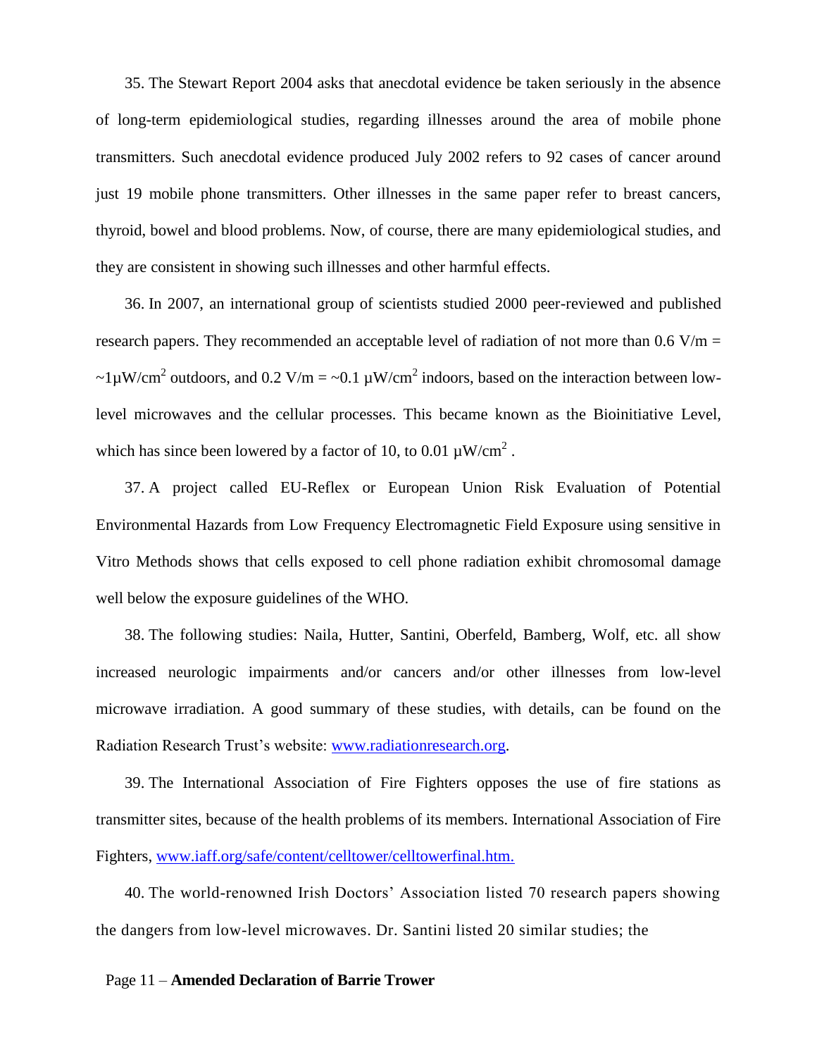35. The Stewart Report 2004 asks that anecdotal evidence be taken seriously in the absence of long-term epidemiological studies, regarding illnesses around the area of mobile phone transmitters. Such anecdotal evidence produced July 2002 refers to 92 cases of cancer around just 19 mobile phone transmitters. Other illnesses in the same paper refer to breast cancers, thyroid, bowel and blood problems. Now, of course, there are many epidemiological studies, and they are consistent in showing such illnesses and other harmful effects.

36. In 2007, an international group of scientists studied 2000 peer-reviewed and published research papers. They recommended an acceptable level of radiation of not more than 0.6 V/m = ~1μW/cm$^2$ outdoors, and 0.2 V/m = ~0.1 μW/cm$^2$ indoors, based on the interaction between low-level microwaves and the cellular processes. This became known as the Bioinitiative Level, which has since been lowered by a factor of 10, to 0.01 μW/cm$^2$ .

37. A project called EU-Reflex or European Union Risk Evaluation of Potential Environmental Hazards from Low Frequency Electromagnetic Field Exposure using sensitive in Vitro Methods shows that cells exposed to cell phone radiation exhibit chromosomal damage well below the exposure guidelines of the WHO.

38. The following studies: Naila, Hutter, Santini, Oberfeld, Bamberg, Wolf, etc. all show increased neurologic impairments and/or cancers and/or other illnesses from low-level microwave irradiation. A good summary of these studies, with details, can be found on the Radiation Research Trust's website: www.radiationresearch.org.

39. The International Association of Fire Fighters opposes the use of fire stations as transmitter sites, because of the health problems of its members. International Association of Fire Fighters, www.iaff.org/safe/content/celltower/celltowerfinal.htm.

40. The world-renowned Irish Doctors' Association listed 70 research papers showing the dangers from low-level microwaves. Dr. Santini listed 20 similar studies; the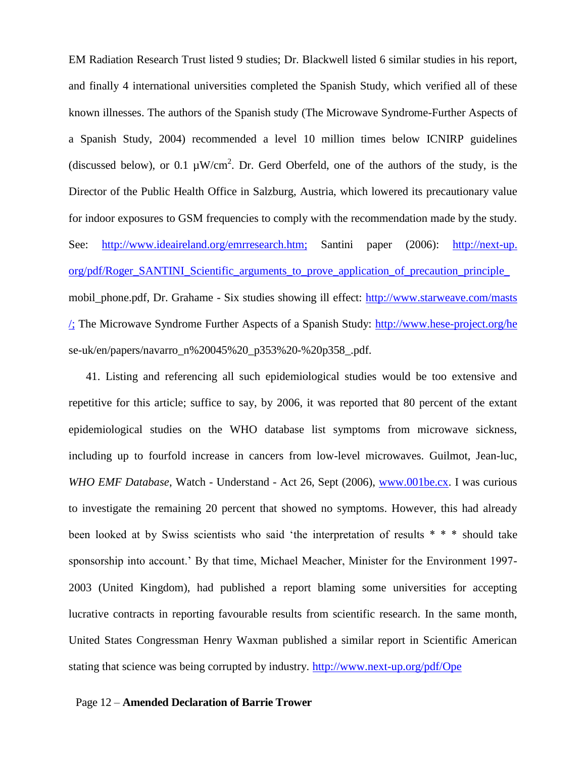EM Radiation Research Trust listed 9 studies; Dr. Blackwell listed 6 similar studies in his report, and finally 4 international universities completed the Spanish Study, which verified all of these known illnesses. The authors of the Spanish study (The Microwave Syndrome-Further Aspects of a Spanish Study, 2004) recommended a level 10 million times below ICNIRP guidelines (discussed below), or 0.1 µW/cm$^2$. Dr. Gerd Oberfeld, one of the authors of the study, is the Director of the Public Health Office in Salzburg, Austria, which lowered its precautionary value for indoor exposures to GSM frequencies to comply with the recommendation made by the study. See: http://www.ideaireland.org/emrresearch.htm; Santini paper (2006): http://next-up.org/pdf/Roger_SANTINI_Scientific_arguments_to_prove_application_of_precaution_principle_mobil_phone.pdf, Dr. Grahame - Six studies showing ill effect: http://www.starweave.com/masts/; The Microwave Syndrome Further Aspects of a Spanish Study: http://www.hese-project.org/hese-uk/en/papers/navarro_n%20045%20_p353%20-%20p358_.pdf.

41. Listing and referencing all such epidemiological studies would be too extensive and repetitive for this article; suffice to say, by 2006, it was reported that 80 percent of the extant epidemiological studies on the WHO database list symptoms from microwave sickness, including up to fourfold increase in cancers from low-level microwaves. Guilmot, Jean-luc, *WHO EMF Database*, Watch - Understand - Act 26, Sept (2006), www.001be.cx. I was curious to investigate the remaining 20 percent that showed no symptoms. However, this had already been looked at by Swiss scientists who said 'the interpretation of results * * * should take sponsorship into account.' By that time, Michael Meacher, Minister for the Environment 1997-2003 (United Kingdom), had published a report blaming some universities for accepting lucrative contracts in reporting favourable results from scientific research. In the same month, United States Congressman Henry Waxman published a similar report in Scientific American stating that science was being corrupted by industry. http://www.next-up.org/pdf/Ope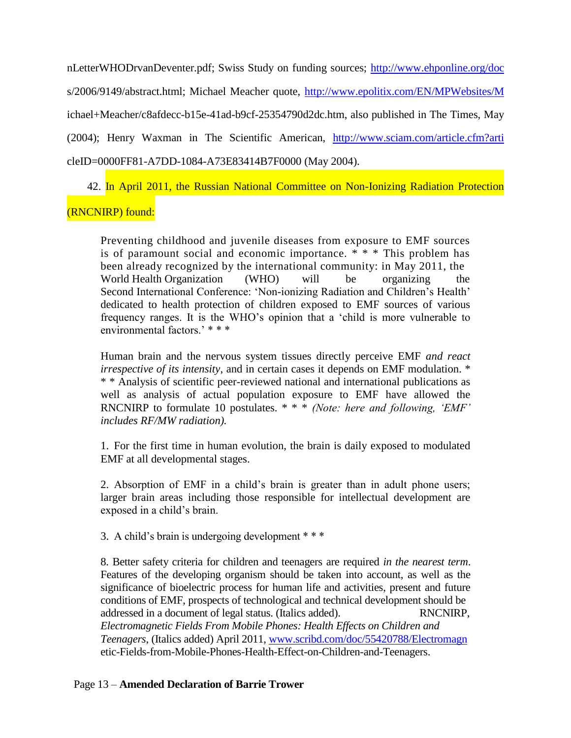nLetterWHODrvanDeventer.pdf; Swiss Study on funding sources; http://www.ehponline.org/docs/2006/9149/abstract.html; Michael Meacher quote, http://www.epolitix.com/EN/MPWebsites/Michael+Meacher/c8afdecc-b15e-41ad-b9cf-25354790d2dc.htm, also published in The Times, May (2004); Henry Waxman in The Scientific American, http://www.sciam.com/article.cfm?articleID=0000FF81-A7DD-1084-A73E83414B7F0000 (May 2004).

42. In April 2011, the Russian National Committee on Non-Ionizing Radiation Protection (RNCNIRP) found:

> Preventing childhood and juvenile diseases from exposure to EMF sources is of paramount social and economic importance. * * * This problem has been already recognized by the international community: in May 2011, the World Health Organization (WHO) will be organizing the Second International Conference: 'Non-ionizing Radiation and Children's Health' dedicated to health protection of children exposed to EMF sources of various frequency ranges. It is the WHO's opinion that a 'child is more vulnerable to environmental factors.' * * *
>
> Human brain and the nervous system tissues directly perceive EMF *and react irrespective of its intensity*, and in certain cases it depends on EMF modulation. * * * Analysis of scientific peer-reviewed national and international publications as well as analysis of actual population exposure to EMF have allowed the RNCNIRP to formulate 10 postulates. * * * *(Note: here and following, 'EMF' includes RF/MW radiation).*
>
> 1. For the first time in human evolution, the brain is daily exposed to modulated EMF at all developmental stages.
>
> 2. Absorption of EMF in a child's brain is greater than in adult phone users; larger brain areas including those responsible for intellectual development are exposed in a child's brain.
>
> 3. A child's brain is undergoing development * * *
>
> 8. Better safety criteria for children and teenagers are required *in the nearest term*. Features of the developing organism should be taken into account, as well as the significance of bioelectric process for human life and activities, present and future conditions of EMF, prospects of technological and technical development should be addressed in a document of legal status. (Italics added). RNCNIRP, *Electromagnetic Fields From Mobile Phones: Health Effects on Children and Teenagers*, (Italics added) April 2011, www.scribd.com/doc/55420788/Electromagnetic-Fields-from-Mobile-Phones-Health-Effect-on-Children-and-Teenagers.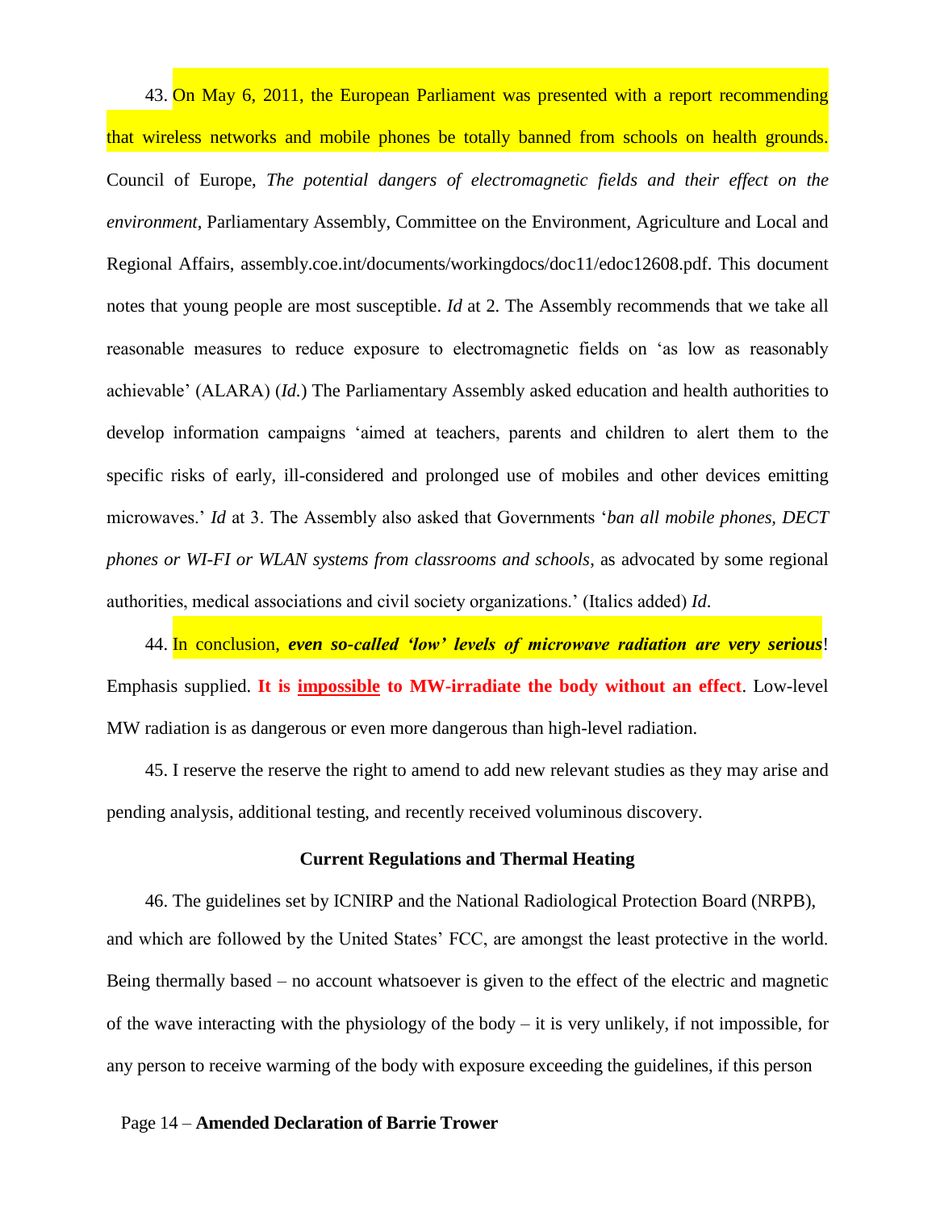43. On May 6, 2011, the European Parliament was presented with a report recommending that wireless networks and mobile phones be totally banned from schools on health grounds. Council of Europe, *The potential dangers of electromagnetic fields and their effect on the environment*, Parliamentary Assembly, Committee on the Environment, Agriculture and Local and Regional Affairs, assembly.coe.int/documents/workingdocs/doc11/edoc12608.pdf. This document notes that young people are most susceptible. *Id* at 2. The Assembly recommends that we take all reasonable measures to reduce exposure to electromagnetic fields on 'as low as reasonably achievable' (ALARA) (*Id.*) The Parliamentary Assembly asked education and health authorities to develop information campaigns 'aimed at teachers, parents and children to alert them to the specific risks of early, ill-considered and prolonged use of mobiles and other devices emitting microwaves.' *Id* at 3. The Assembly also asked that Governments '*ban all mobile phones, DECT phones or WI-FI or WLAN systems from classrooms and schools*, as advocated by some regional authorities, medical associations and civil society organizations.' (Italics added) *Id*.

44. In conclusion, ***even so-called 'low' levels of microwave radiation are very serious***! Emphasis supplied. **It is <u>impossible</u> to MW-irradiate the body without an effect**. Low-level MW radiation is as dangerous or even more dangerous than high-level radiation.

45. I reserve the reserve the right to amend to add new relevant studies as they may arise and pending analysis, additional testing, and recently received voluminous discovery.

### Current Regulations and Thermal Heating

46. The guidelines set by ICNIRP and the National Radiological Protection Board (NRPB), and which are followed by the United States' FCC, are amongst the least protective in the world. Being thermally based – no account whatsoever is given to the effect of the electric and magnetic of the wave interacting with the physiology of the body – it is very unlikely, if not impossible, for any person to receive warming of the body with exposure exceeding the guidelines, if this person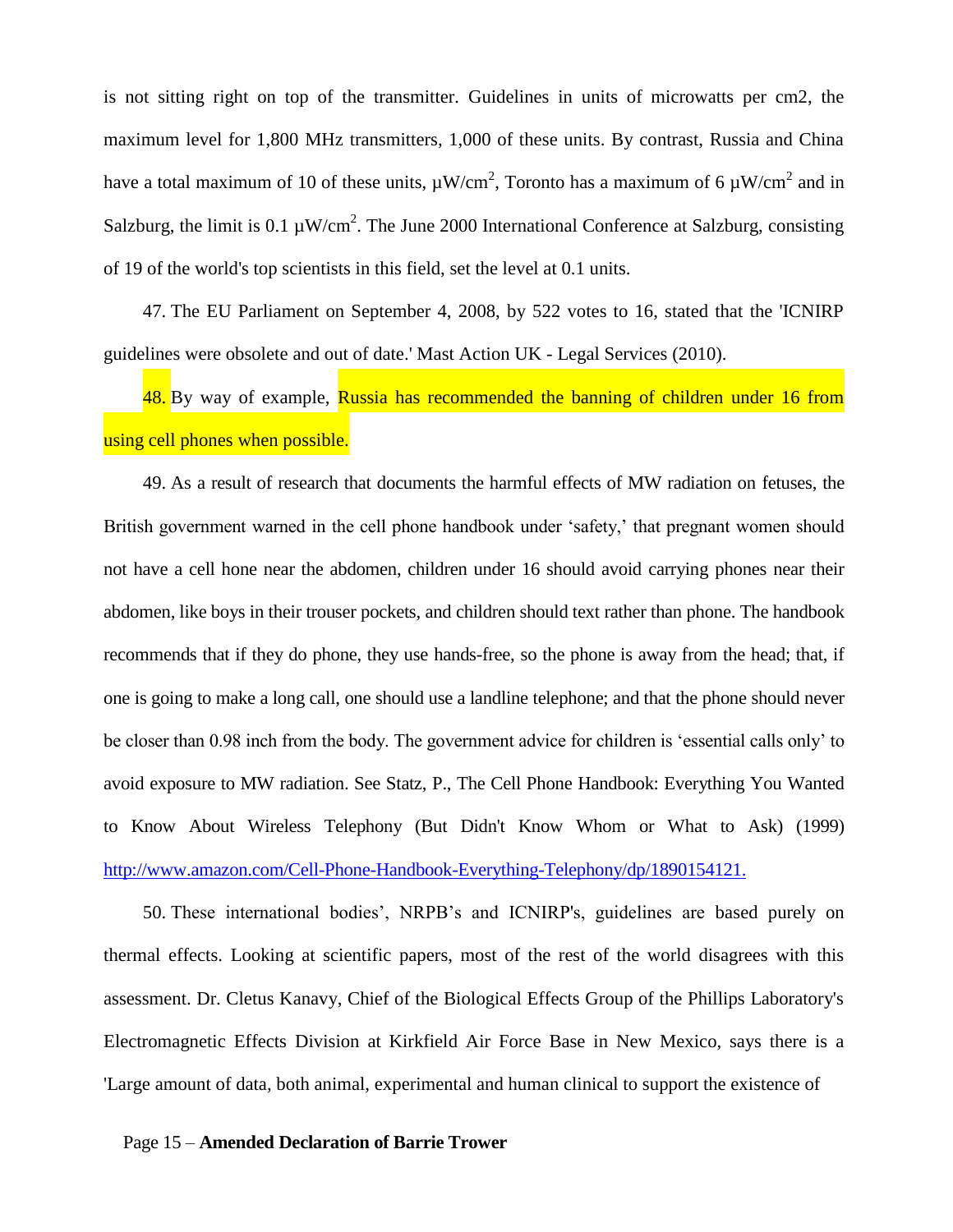is not sitting right on top of the transmitter. Guidelines in units of microwatts per cm2, the maximum level for 1,800 MHz transmitters, 1,000 of these units. By contrast, Russia and China have a total maximum of 10 of these units, $\mu W/cm^2$, Toronto has a maximum of 6 $\mu W/cm^2$ and in Salzburg, the limit is 0.1 $\mu W/cm^2$. The June 2000 International Conference at Salzburg, consisting of 19 of the world's top scientists in this field, set the level at 0.1 units.

47. The EU Parliament on September 4, 2008, by 522 votes to 16, stated that the 'ICNIRP guidelines were obsolete and out of date.' Mast Action UK - Legal Services (2010).

48. By way of example, Russia has recommended the banning of children under 16 from using cell phones when possible.

49. As a result of research that documents the harmful effects of MW radiation on fetuses, the British government warned in the cell phone handbook under 'safety,' that pregnant women should not have a cell hone near the abdomen, children under 16 should avoid carrying phones near their abdomen, like boys in their trouser pockets, and children should text rather than phone. The handbook recommends that if they do phone, they use hands-free, so the phone is away from the head; that, if one is going to make a long call, one should use a landline telephone; and that the phone should never be closer than 0.98 inch from the body. The government advice for children is 'essential calls only' to avoid exposure to MW radiation. See Statz, P., The Cell Phone Handbook: Everything You Wanted to Know About Wireless Telephony (But Didn't Know Whom or What to Ask) (1999) http://www.amazon.com/Cell-Phone-Handbook-Everything-Telephony/dp/1890154121.

50. These international bodies', NRPB's and ICNIRP's, guidelines are based purely on thermal effects. Looking at scientific papers, most of the rest of the world disagrees with this assessment. Dr. Cletus Kanavy, Chief of the Biological Effects Group of the Phillips Laboratory's Electromagnetic Effects Division at Kirkfield Air Force Base in New Mexico, says there is a 'Large amount of data, both animal, experimental and human clinical to support the existence of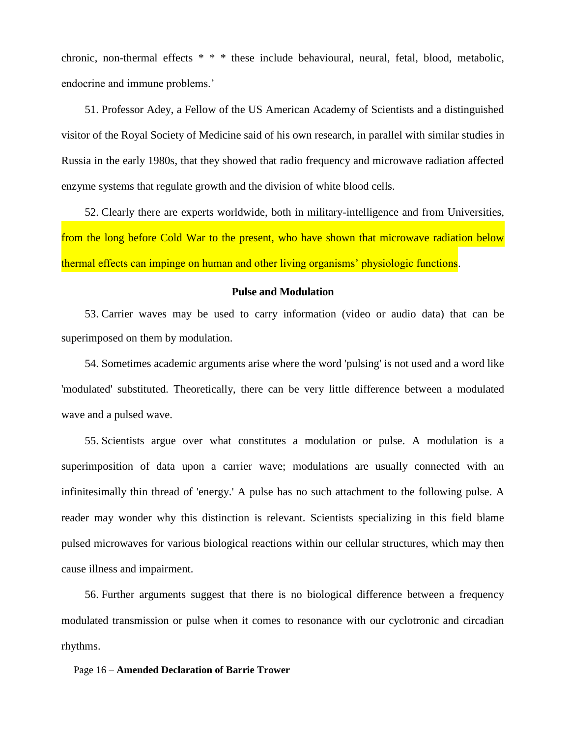chronic, non-thermal effects * * * these include behavioural, neural, fetal, blood, metabolic, endocrine and immune problems.'

51. Professor Adey, a Fellow of the US American Academy of Scientists and a distinguished visitor of the Royal Society of Medicine said of his own research, in parallel with similar studies in Russia in the early 1980s, that they showed that radio frequency and microwave radiation affected enzyme systems that regulate growth and the division of white blood cells.

52. Clearly there are experts worldwide, both in military-intelligence and from Universities, from the long before Cold War to the present, who have shown that microwave radiation below thermal effects can impinge on human and other living organisms' physiologic functions.

**Pulse and Modulation**

53. Carrier waves may be used to carry information (video or audio data) that can be superimposed on them by modulation.

54. Sometimes academic arguments arise where the word 'pulsing' is not used and a word like 'modulated' substituted. Theoretically, there can be very little difference between a modulated wave and a pulsed wave.

55. Scientists argue over what constitutes a modulation or pulse. A modulation is a superimposition of data upon a carrier wave; modulations are usually connected with an infinitesimally thin thread of 'energy.' A pulse has no such attachment to the following pulse. A reader may wonder why this distinction is relevant. Scientists specializing in this field blame pulsed microwaves for various biological reactions within our cellular structures, which may then cause illness and impairment.

56. Further arguments suggest that there is no biological difference between a frequency modulated transmission or pulse when it comes to resonance with our cyclotronic and circadian rhythms.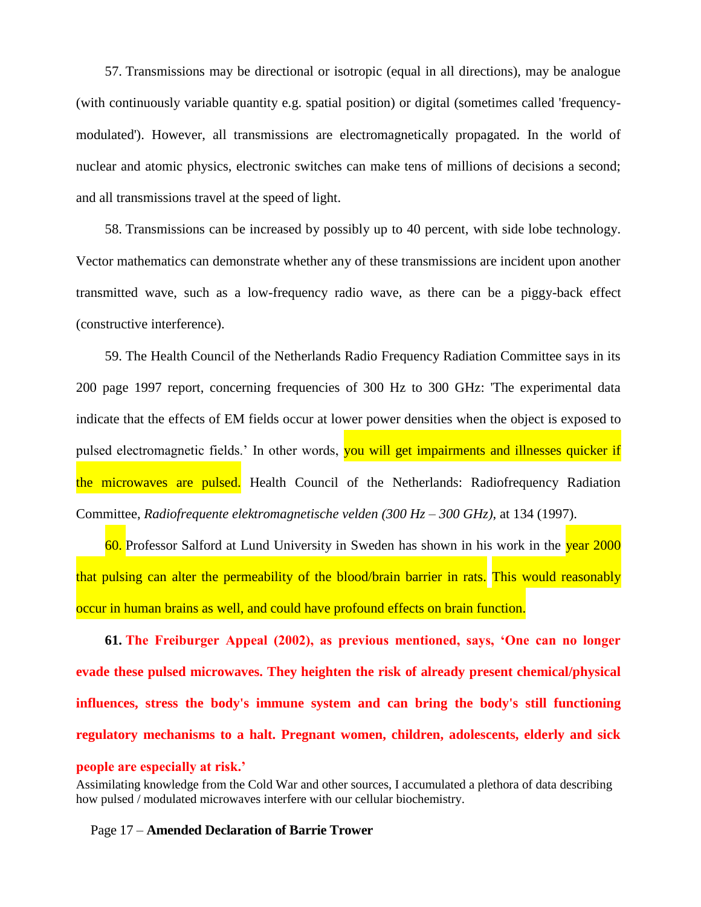57. Transmissions may be directional or isotropic (equal in all directions), may be analogue (with continuously variable quantity e.g. spatial position) or digital (sometimes called 'frequency-modulated'). However, all transmissions are electromagnetically propagated. In the world of nuclear and atomic physics, electronic switches can make tens of millions of decisions a second; and all transmissions travel at the speed of light.

58. Transmissions can be increased by possibly up to 40 percent, with side lobe technology. Vector mathematics can demonstrate whether any of these transmissions are incident upon another transmitted wave, such as a low-frequency radio wave, as there can be a piggy-back effect (constructive interference).

59. The Health Council of the Netherlands Radio Frequency Radiation Committee says in its 200 page 1997 report, concerning frequencies of 300 Hz to 300 GHz: 'The experimental data indicate that the effects of EM fields occur at lower power densities when the object is exposed to pulsed electromagnetic fields.' In other words, you will get impairments and illnesses quicker if the microwaves are pulsed. Health Council of the Netherlands: Radiofrequency Radiation Committee, *Radiofrequente elektromagnetische velden (300 Hz – 300 GHz)*, at 134 (1997).

60. Professor Salford at Lund University in Sweden has shown in his work in the year 2000 that pulsing can alter the permeability of the blood/brain barrier in rats. This would reasonably occur in human brains as well, and could have profound effects on brain function.

**61. The Freiburger Appeal (2002), as previous mentioned, says, 'One can no longer evade these pulsed microwaves. They heighten the risk of already present chemical/physical influences, stress the body's immune system and can bring the body's still functioning regulatory mechanisms to a halt. Pregnant women, children, adolescents, elderly and sick people are especially at risk.'**

Assimilating knowledge from the Cold War and other sources, I accumulated a plethora of data describing how pulsed / modulated microwaves interfere with our cellular biochemistry.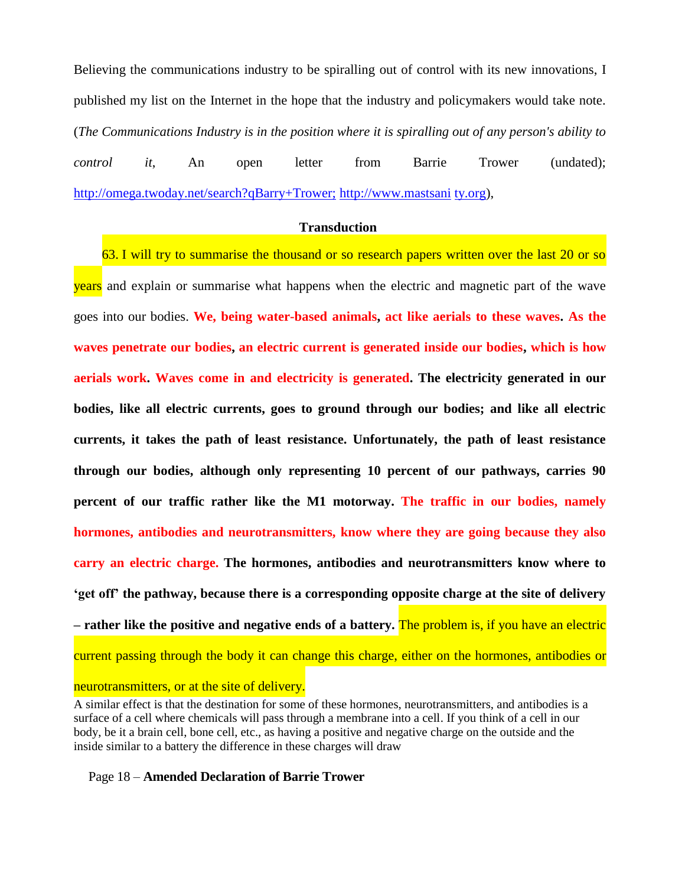Believing the communications industry to be spiralling out of control with its new innovations, I published my list on the Internet in the hope that the industry and policymakers would take note. (*The Communications Industry is in the position where it is spiralling out of any person's ability to control it*, An open letter from Barrie Trower (undated); http://omega.twoday.net/search?qBarry+Trower; http://www.mastsani ty.org),

**Transduction**

63. I will try to summarise the thousand or so research papers written over the last 20 or so years and explain or summarise what happens when the electric and magnetic part of the wave goes into our bodies. **We, being water-based animals, act like aerials to these waves. As the waves penetrate our bodies, an electric current is generated inside our bodies, which is how aerials work. Waves come in and electricity is generated. The electricity generated in our bodies, like all electric currents, goes to ground through our bodies; and like all electric currents, it takes the path of least resistance. Unfortunately, the path of least resistance through our bodies, although only representing 10 percent of our pathways, carries 90 percent of our traffic rather like the M1 motorway. The traffic in our bodies, namely hormones, antibodies and neurotransmitters, know where they are going because they also carry an electric charge. The hormones, antibodies and neurotransmitters know where to 'get off' the pathway, because there is a corresponding opposite charge at the site of delivery – rather like the positive and negative ends of a battery.** The problem is, if you have an electric current passing through the body it can change this charge, either on the hormones, antibodies or neurotransmitters, or at the site of delivery.

A similar effect is that the destination for some of these hormones, neurotransmitters, and antibodies is a surface of a cell where chemicals will pass through a membrane into a cell. If you think of a cell in our body, be it a brain cell, bone cell, etc., as having a positive and negative charge on the outside and the inside similar to a battery the difference in these charges will draw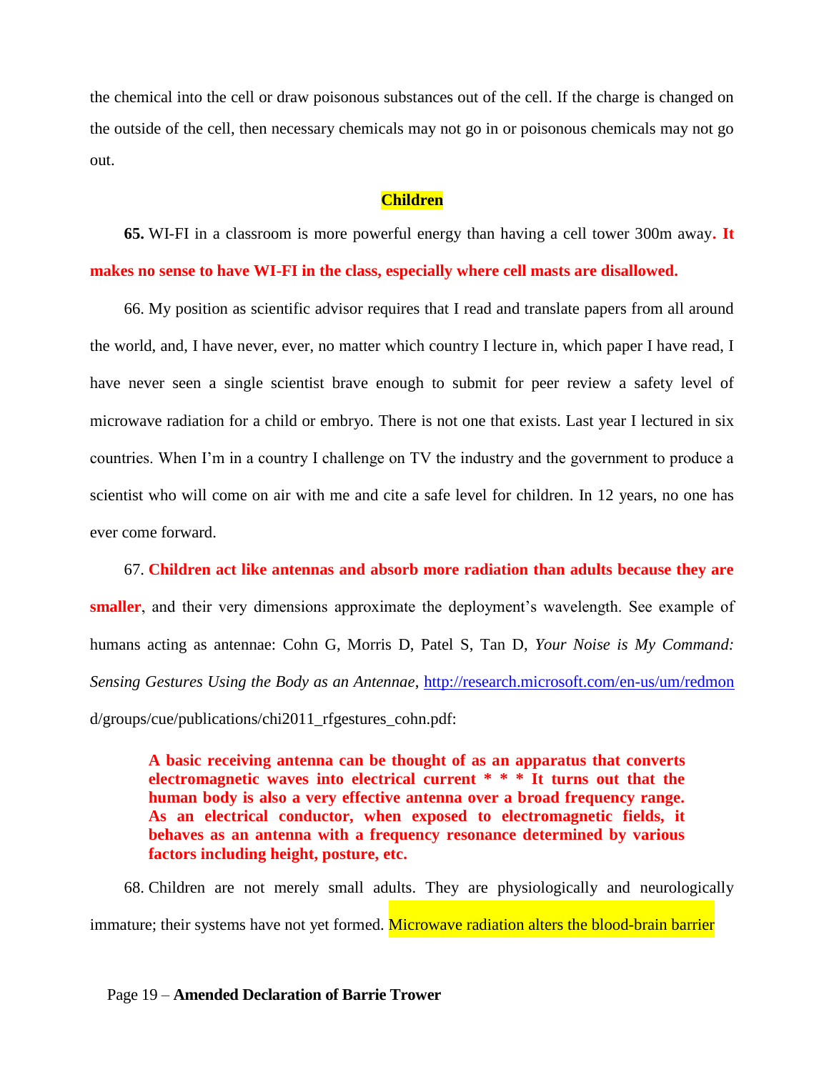the chemical into the cell or draw poisonous substances out of the cell. If the charge is changed on the outside of the cell, then necessary chemicals may not go in or poisonous chemicals may not go out.

## Children

**65.** WI-FI in a classroom is more powerful energy than having a cell tower 300m away**. It makes no sense to have WI-FI in the class, especially where cell masts are disallowed.**

66. My position as scientific advisor requires that I read and translate papers from all around the world, and, I have never, ever, no matter which country I lecture in, which paper I have read, I have never seen a single scientist brave enough to submit for peer review a safety level of microwave radiation for a child or embryo. There is not one that exists. Last year I lectured in six countries. When I'm in a country I challenge on TV the industry and the government to produce a scientist who will come on air with me and cite a safe level for children. In 12 years, no one has ever come forward.

67. **Children act like antennas and absorb more radiation than adults because they are smaller**, and their very dimensions approximate the deployment's wavelength. See example of humans acting as antennae: Cohn G, Morris D, Patel S, Tan D, *Your Noise is My Command: Sensing Gestures Using the Body as an Antennae*, http://research.microsoft.com/en-us/um/redmond/groups/cue/publications/chi2011_rfgestures_cohn.pdf:

> **A basic receiving antenna can be thought of as an apparatus that converts electromagnetic waves into electrical current * * * It turns out that the human body is also a very effective antenna over a broad frequency range. As an electrical conductor, when exposed to electromagnetic fields, it behaves as an antenna with a frequency resonance determined by various factors including height, posture, etc.**

68. Children are not merely small adults. They are physiologically and neurologically immature; their systems have not yet formed. Microwave radiation alters the blood-brain barrier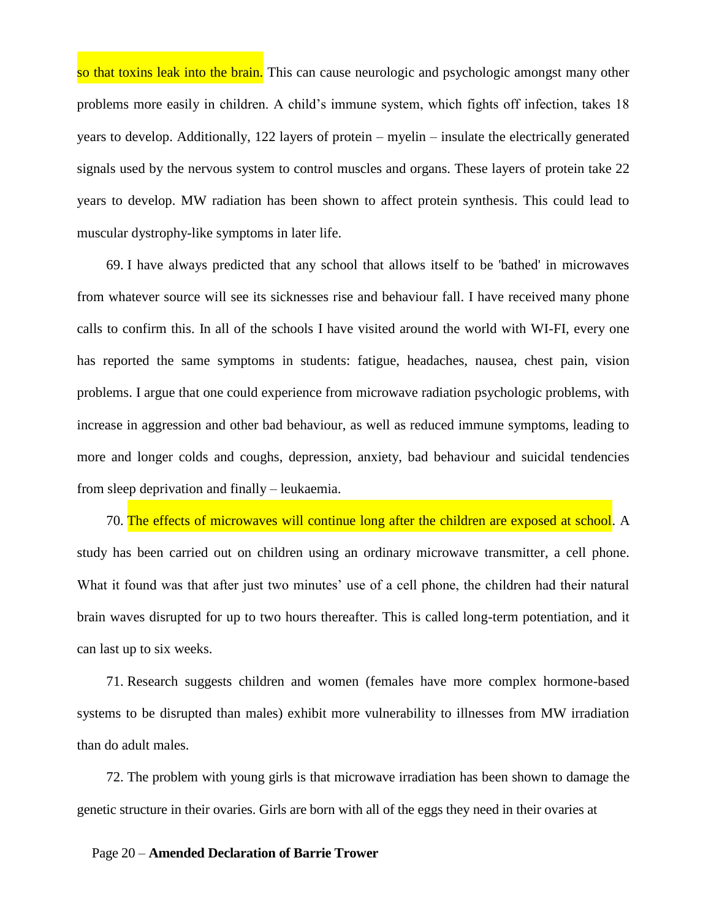so that toxins leak into the brain. This can cause neurologic and psychologic amongst many other problems more easily in children. A child's immune system, which fights off infection, takes 18 years to develop. Additionally, 122 layers of protein – myelin – insulate the electrically generated signals used by the nervous system to control muscles and organs. These layers of protein take 22 years to develop. MW radiation has been shown to affect protein synthesis. This could lead to muscular dystrophy-like symptoms in later life.

69. I have always predicted that any school that allows itself to be 'bathed' in microwaves from whatever source will see its sicknesses rise and behaviour fall. I have received many phone calls to confirm this. In all of the schools I have visited around the world with WI-FI, every one has reported the same symptoms in students: fatigue, headaches, nausea, chest pain, vision problems. I argue that one could experience from microwave radiation psychologic problems, with increase in aggression and other bad behaviour, as well as reduced immune symptoms, leading to more and longer colds and coughs, depression, anxiety, bad behaviour and suicidal tendencies from sleep deprivation and finally – leukaemia.

70. The effects of microwaves will continue long after the children are exposed at school. A study has been carried out on children using an ordinary microwave transmitter, a cell phone. What it found was that after just two minutes' use of a cell phone, the children had their natural brain waves disrupted for up to two hours thereafter. This is called long-term potentiation, and it can last up to six weeks.

71. Research suggests children and women (females have more complex hormone-based systems to be disrupted than males) exhibit more vulnerability to illnesses from MW irradiation than do adult males.

72. The problem with young girls is that microwave irradiation has been shown to damage the genetic structure in their ovaries. Girls are born with all of the eggs they need in their ovaries at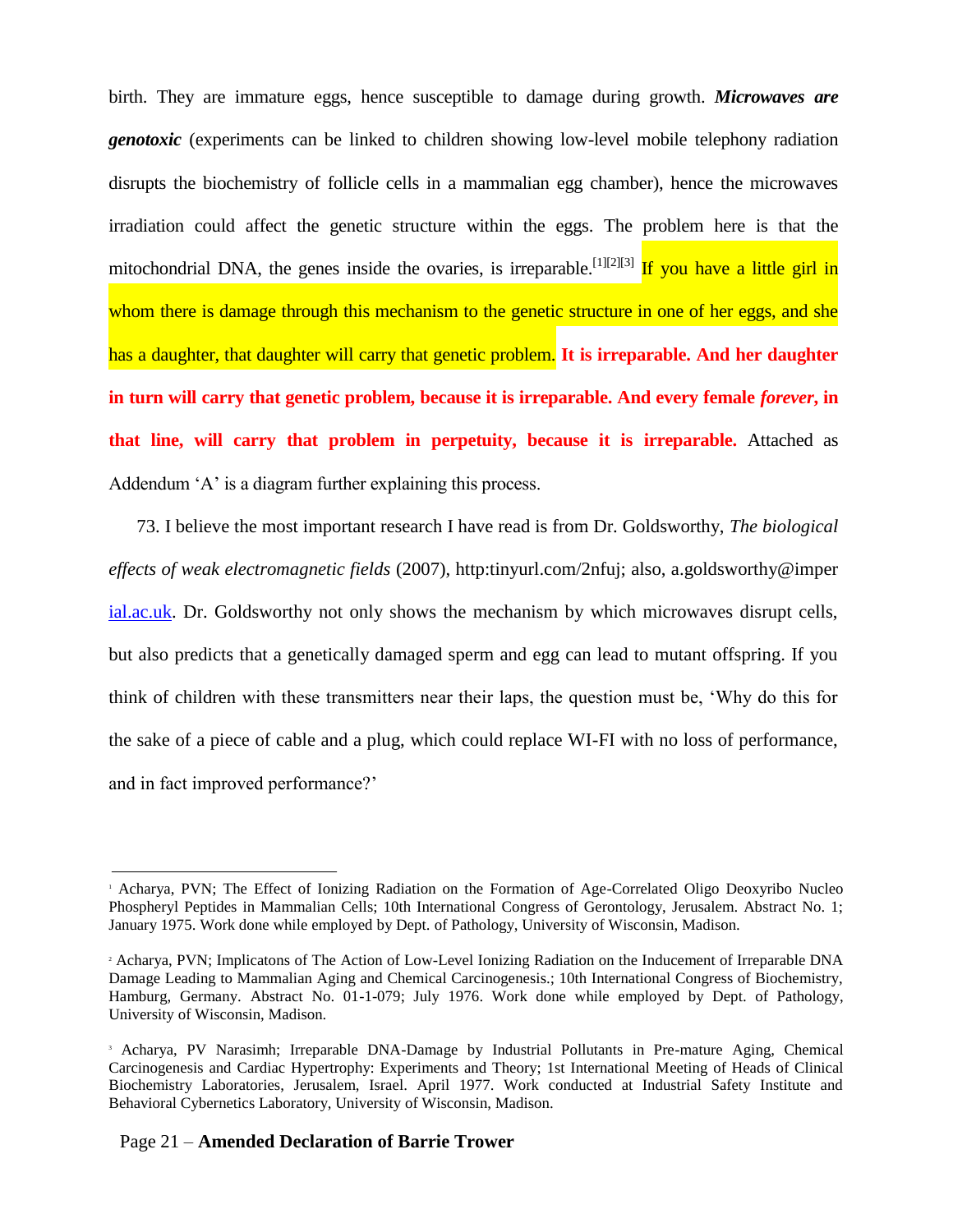birth. They are immature eggs, hence susceptible to damage during growth. ***Microwaves are genotoxic*** (experiments can be linked to children showing low-level mobile telephony radiation disrupts the biochemistry of follicle cells in a mammalian egg chamber), hence the microwaves irradiation could affect the genetic structure within the eggs. The problem here is that the mitochondrial DNA, the genes inside the ovaries, is irreparable.[1][2][3] If you have a little girl in whom there is damage through this mechanism to the genetic structure in one of her eggs, and she has a daughter, that daughter will carry that genetic problem. **It is irreparable. And her daughter in turn will carry that genetic problem, because it is irreparable. And every female *forever*, in that line, will carry that problem in perpetuity, because it is irreparable.** Attached as Addendum 'A' is a diagram further explaining this process.

73. I believe the most important research I have read is from Dr. Goldsworthy, *The biological effects of weak electromagnetic fields* (2007), http:tinyurl.com/2nfuj; also, a.goldsworthy@imperial.ac.uk. Dr. Goldsworthy not only shows the mechanism by which microwaves disrupt cells, but also predicts that a genetically damaged sperm and egg can lead to mutant offspring. If you think of children with these transmitters near their laps, the question must be, 'Why do this for the sake of a piece of cable and a plug, which could replace WI-FI with no loss of performance, and in fact improved performance?'

---

[1] Acharya, PVN; The Effect of Ionizing Radiation on the Formation of Age-Correlated Oligo Deoxyribo Nucleo Phospheryl Peptides in Mammalian Cells; 10th International Congress of Gerontology, Jerusalem. Abstract No. 1; January 1975. Work done while employed by Dept. of Pathology, University of Wisconsin, Madison.

[2] Acharya, PVN; Implicatons of The Action of Low-Level Ionizing Radiation on the Inducement of Irreparable DNA Damage Leading to Mammalian Aging and Chemical Carcinogenesis.; 10th International Congress of Biochemistry, Hamburg, Germany. Abstract No. 01-1-079; July 1976. Work done while employed by Dept. of Pathology, University of Wisconsin, Madison.

[3] Acharya, PV Narasimh; Irreparable DNA-Damage by Industrial Pollutants in Pre-mature Aging, Chemical Carcinogenesis and Cardiac Hypertrophy: Experiments and Theory; 1st International Meeting of Heads of Clinical Biochemistry Laboratories, Jerusalem, Israel. April 1977. Work conducted at Industrial Safety Institute and Behavioral Cybernetics Laboratory, University of Wisconsin, Madison.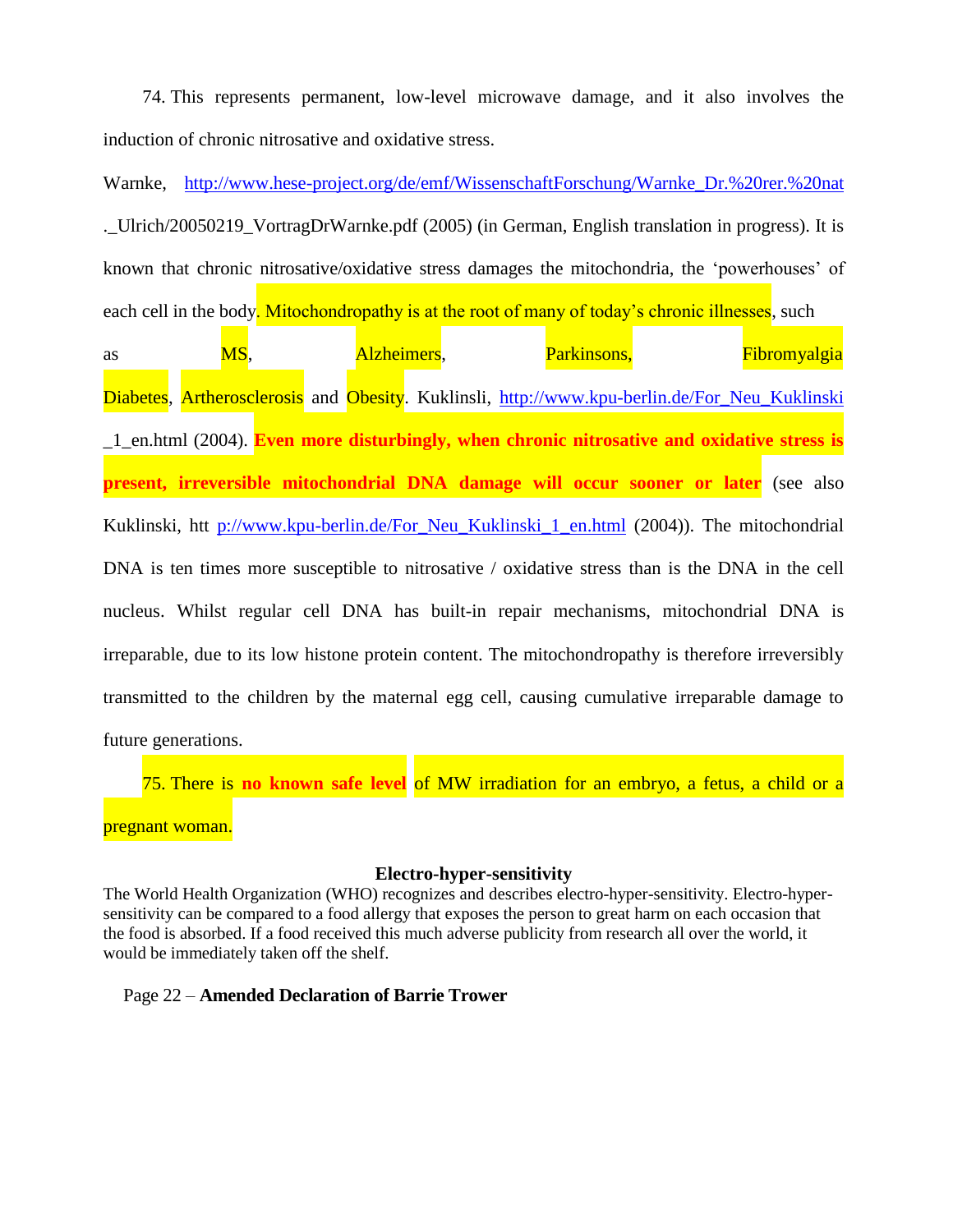74. This represents permanent, low-level microwave damage, and it also involves the induction of chronic nitrosative and oxidative stress.

Warnke, http://www.hese-project.org/de/emf/WissenschaftForschung/Warnke_Dr.%20rer.%20nat._Ulrich/20050219_VortragDrWarnke.pdf (2005) (in German, English translation in progress). It is known that chronic nitrosative/oxidative stress damages the mitochondria, the 'powerhouses' of each cell in the body. Mitochondropathy is at the root of many of today's chronic illnesses, such as MS, Alzheimers, Parkinsons, Fibromyalgia Diabetes, Artherosclerosis and Obesity. Kuklinsli, http://www.kpu-berlin.de/For_Neu_Kuklinski_1_en.html (2004). **Even more disturbingly, when chronic nitrosative and oxidative stress is present, irreversible mitochondrial DNA damage will occur sooner or later** (see also Kuklinski, htt p://www.kpu-berlin.de/For_Neu_Kuklinski_1_en.html (2004)). The mitochondrial DNA is ten times more susceptible to nitrosative / oxidative stress than is the DNA in the cell nucleus. Whilst regular cell DNA has built-in repair mechanisms, mitochondrial DNA is irreparable, due to its low histone protein content. The mitochondropathy is therefore irreversibly transmitted to the children by the maternal egg cell, causing cumulative irreparable damage to future generations.

75. There is **no known safe level** of MW irradiation for an embryo, a fetus, a child or a pregnant woman.

### Electro-hyper-sensitivity

The World Health Organization (WHO) recognizes and describes electro-hyper-sensitivity. Electro-hyper-sensitivity can be compared to a food allergy that exposes the person to great harm on each occasion that the food is absorbed. If a food received this much adverse publicity from research all over the world, it would be immediately taken off the shelf.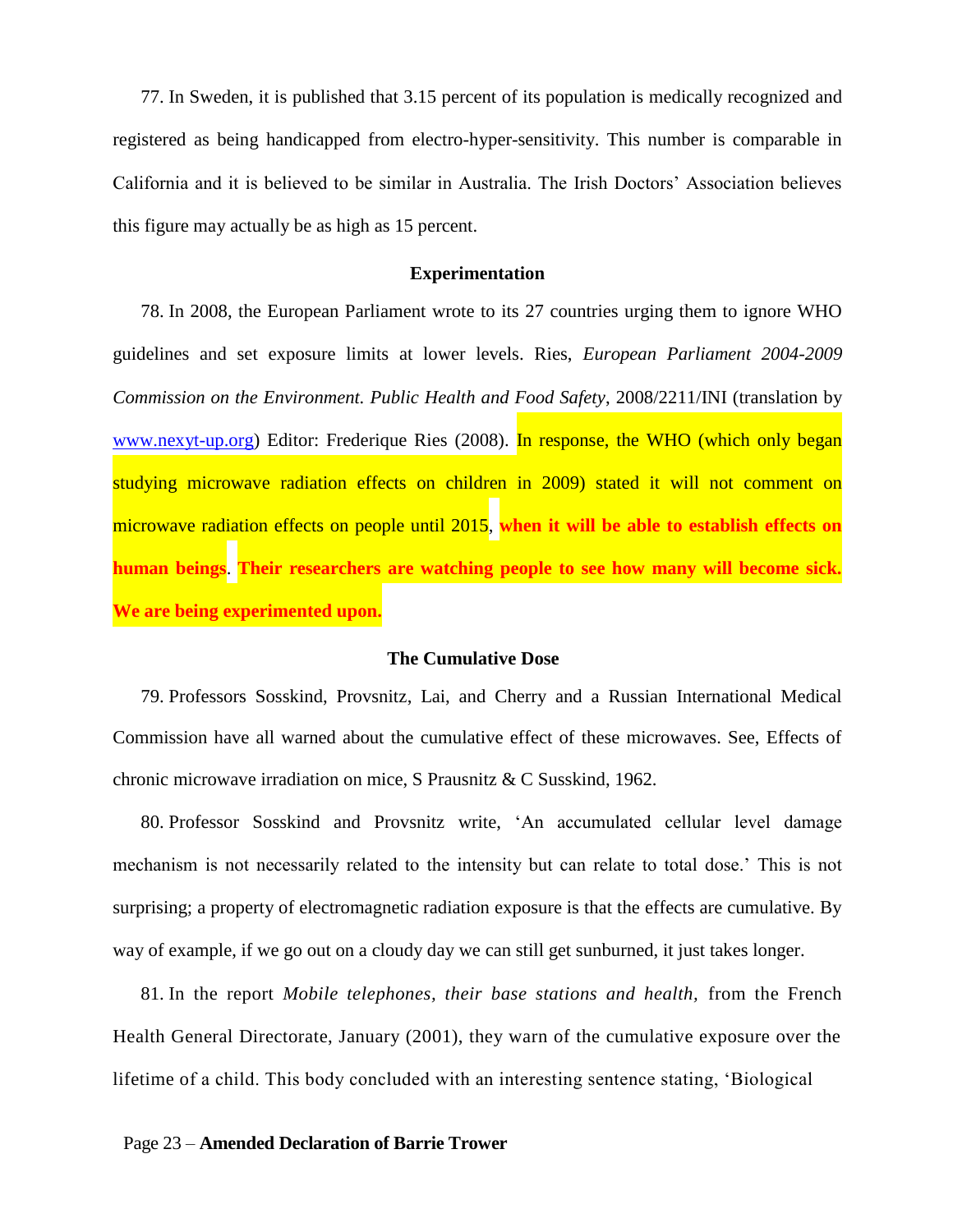77. In Sweden, it is published that 3.15 percent of its population is medically recognized and registered as being handicapped from electro-hyper-sensitivity. This number is comparable in California and it is believed to be similar in Australia. The Irish Doctors' Association believes this figure may actually be as high as 15 percent.

**Experimentation**

78. In 2008, the European Parliament wrote to its 27 countries urging them to ignore WHO guidelines and set exposure limits at lower levels. Ries, *European Parliament 2004-2009 Commission on the Environment. Public Health and Food Safety*, 2008/2211/INI (translation by www.nexyt-up.org) Editor: Frederique Ries (2008). In response, the WHO (which only began studying microwave radiation effects on children in 2009) stated it will not comment on microwave radiation effects on people until 2015, **when it will be able to establish effects on human beings**. **Their researchers are watching people to see how many will become sick. We are being experimented upon.**

**The Cumulative Dose**

79. Professors Sosskind, Provsnitz, Lai, and Cherry and a Russian International Medical Commission have all warned about the cumulative effect of these microwaves. See, Effects of chronic microwave irradiation on mice, S Prausnitz & C Susskind, 1962.

80. Professor Sosskind and Provsnitz write, 'An accumulated cellular level damage mechanism is not necessarily related to the intensity but can relate to total dose.' This is not surprising; a property of electromagnetic radiation exposure is that the effects are cumulative. By way of example, if we go out on a cloudy day we can still get sunburned, it just takes longer.

81. In the report *Mobile telephones, their base stations and health,* from the French Health General Directorate, January (2001), they warn of the cumulative exposure over the lifetime of a child. This body concluded with an interesting sentence stating, 'Biological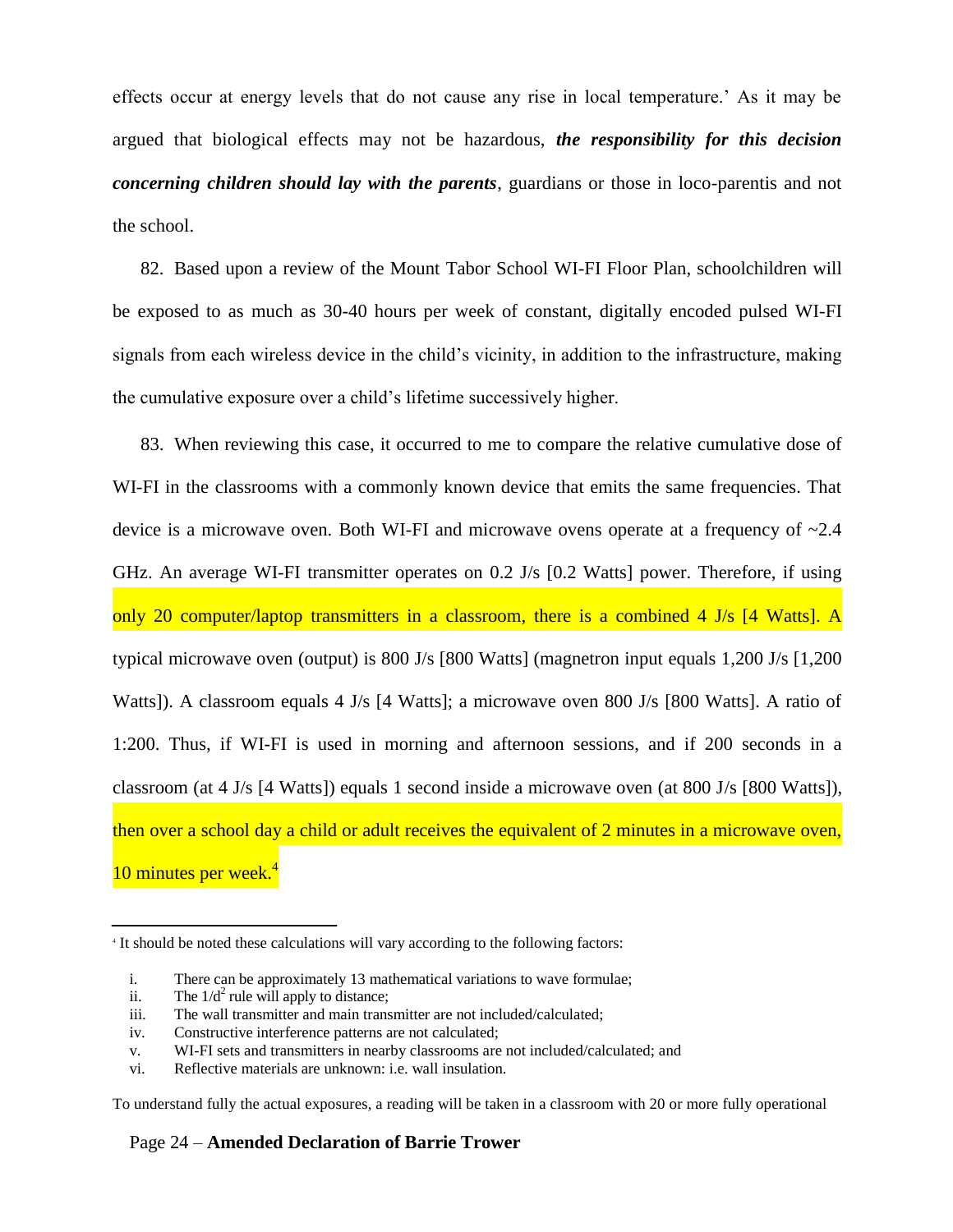effects occur at energy levels that do not cause any rise in local temperature.' As it may be argued that biological effects may not be hazardous, ***the responsibility for this decision concerning children should lay with the parents***, guardians or those in loco-parentis and not the school.

82. Based upon a review of the Mount Tabor School WI-FI Floor Plan, schoolchildren will be exposed to as much as 30-40 hours per week of constant, digitally encoded pulsed WI-FI signals from each wireless device in the child's vicinity, in addition to the infrastructure, making the cumulative exposure over a child's lifetime successively higher.

83. When reviewing this case, it occurred to me to compare the relative cumulative dose of WI-FI in the classrooms with a commonly known device that emits the same frequencies. That device is a microwave oven. Both WI-FI and microwave ovens operate at a frequency of ~2.4 GHz. An average WI-FI transmitter operates on 0.2 J/s [0.2 Watts] power. Therefore, if using only 20 computer/laptop transmitters in a classroom, there is a combined 4 J/s [4 Watts]. A typical microwave oven (output) is 800 J/s [800 Watts] (magnetron input equals 1,200 J/s [1,200 Watts]). A classroom equals 4 J/s [4 Watts]; a microwave oven 800 J/s [800 Watts]. A ratio of 1:200. Thus, if WI-FI is used in morning and afternoon sessions, and if 200 seconds in a classroom (at 4 J/s [4 Watts]) equals 1 second inside a microwave oven (at 800 J/s [800 Watts]), then over a school day a child or adult receives the equivalent of 2 minutes in a microwave oven, 10 minutes per week.[4]

---

[4] It should be noted these calculations will vary according to the following factors:

i. There can be approximately 13 mathematical variations to wave formulae;
ii. The $1/d^2$ rule will apply to distance;
iii. The wall transmitter and main transmitter are not included/calculated;
iv. Constructive interference patterns are not calculated;
v. WI-FI sets and transmitters in nearby classrooms are not included/calculated; and
vi. Reflective materials are unknown: i.e. wall insulation.

To understand fully the actual exposures, a reading will be taken in a classroom with 20 or more fully operational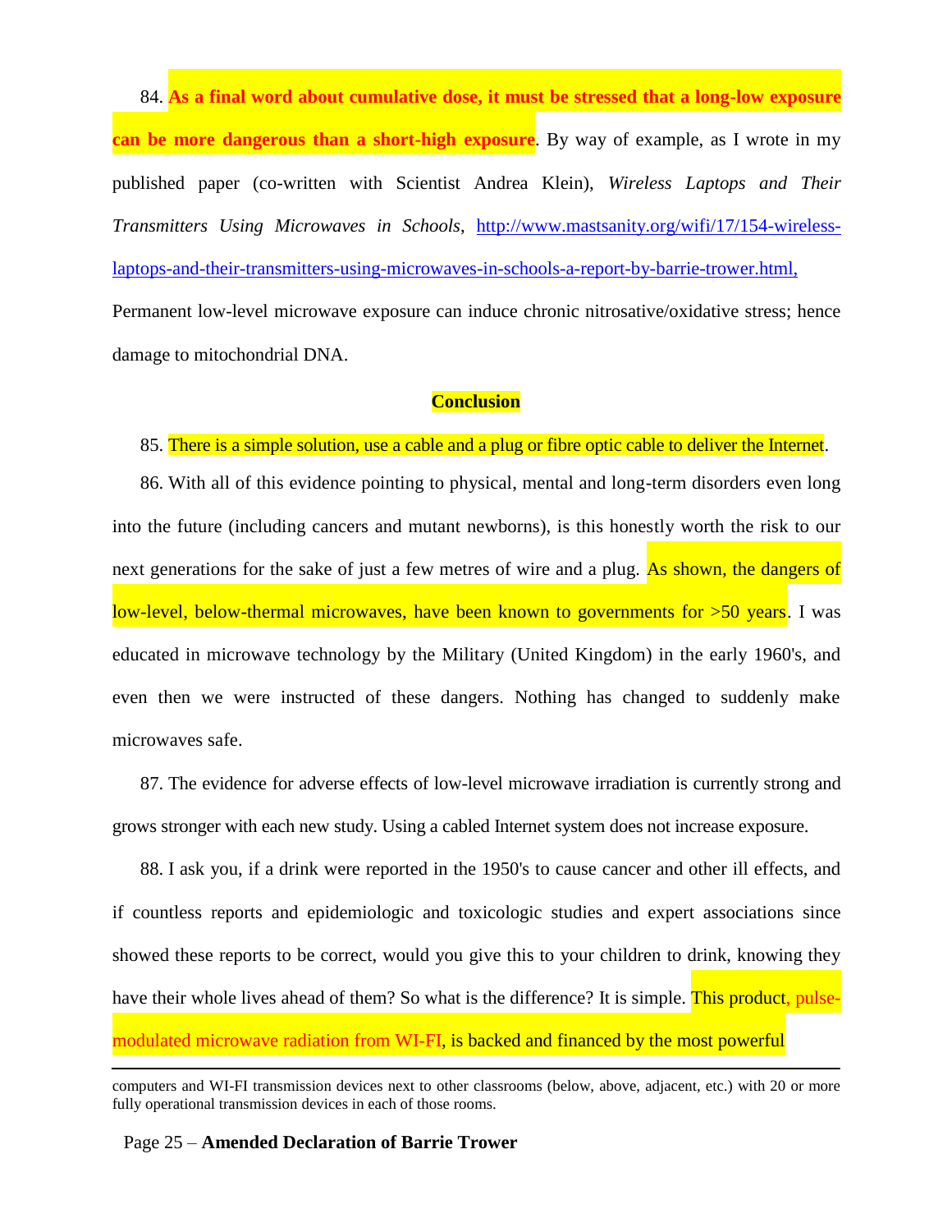84. **As a final word about cumulative dose, it must be stressed that a long-low exposure can be more dangerous than a short-high exposure**. By way of example, as I wrote in my published paper (co-written with Scientist Andrea Klein), *Wireless Laptops and Their Transmitters Using Microwaves in Schools*, http://www.mastsanity.org/wifi/17/154-wireless-laptops-and-their-transmitters-using-microwaves-in-schools-a-report-by-barrie-trower.html, Permanent low-level microwave exposure can induce chronic nitrosative/oxidative stress; hence damage to mitochondrial DNA.

**Conclusion**

85. There is a simple solution, use a cable and a plug or fibre optic cable to deliver the Internet.

86. With all of this evidence pointing to physical, mental and long-term disorders even long into the future (including cancers and mutant newborns), is this honestly worth the risk to our next generations for the sake of just a few metres of wire and a plug. As shown, the dangers of low-level, below-thermal microwaves, have been known to governments for >50 years. I was educated in microwave technology by the Military (United Kingdom) in the early 1960's, and even then we were instructed of these dangers. Nothing has changed to suddenly make microwaves safe.

87. The evidence for adverse effects of low-level microwave irradiation is currently strong and grows stronger with each new study. Using a cabled Internet system does not increase exposure.

88. I ask you, if a drink were reported in the 1950's to cause cancer and other ill effects, and if countless reports and epidemiologic and toxicologic studies and expert associations since showed these reports to be correct, would you give this to your children to drink, knowing they have their whole lives ahead of them? So what is the difference? It is simple. This product, pulse-modulated microwave radiation from WI-FI, is backed and financed by the most powerful

---

computers and WI-FI transmission devices next to other classrooms (below, above, adjacent, etc.) with 20 or more fully operational transmission devices in each of those rooms.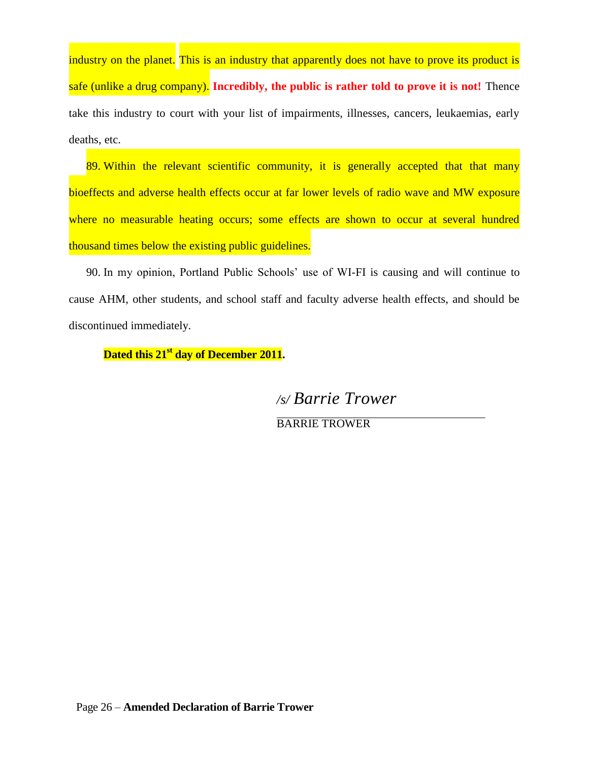industry on the planet. This is an industry that apparently does not have to prove its product is safe (unlike a drug company). **Incredibly, the public is rather told to prove it is not!** Thence take this industry to court with your list of impairments, illnesses, cancers, leukaemias, early deaths, etc.

89. Within the relevant scientific community, it is generally accepted that that many bioeffects and adverse health effects occur at far lower levels of radio wave and MW exposure where no measurable heating occurs; some effects are shown to occur at several hundred thousand times below the existing public guidelines.

90. In my opinion, Portland Public Schools' use of WI-FI is causing and will continue to cause AHM, other students, and school staff and faculty adverse health effects, and should be discontinued immediately.

**Dated this 21st day of December 2011.**

*/s/ Barrie Trower*

BARRIE TROWER